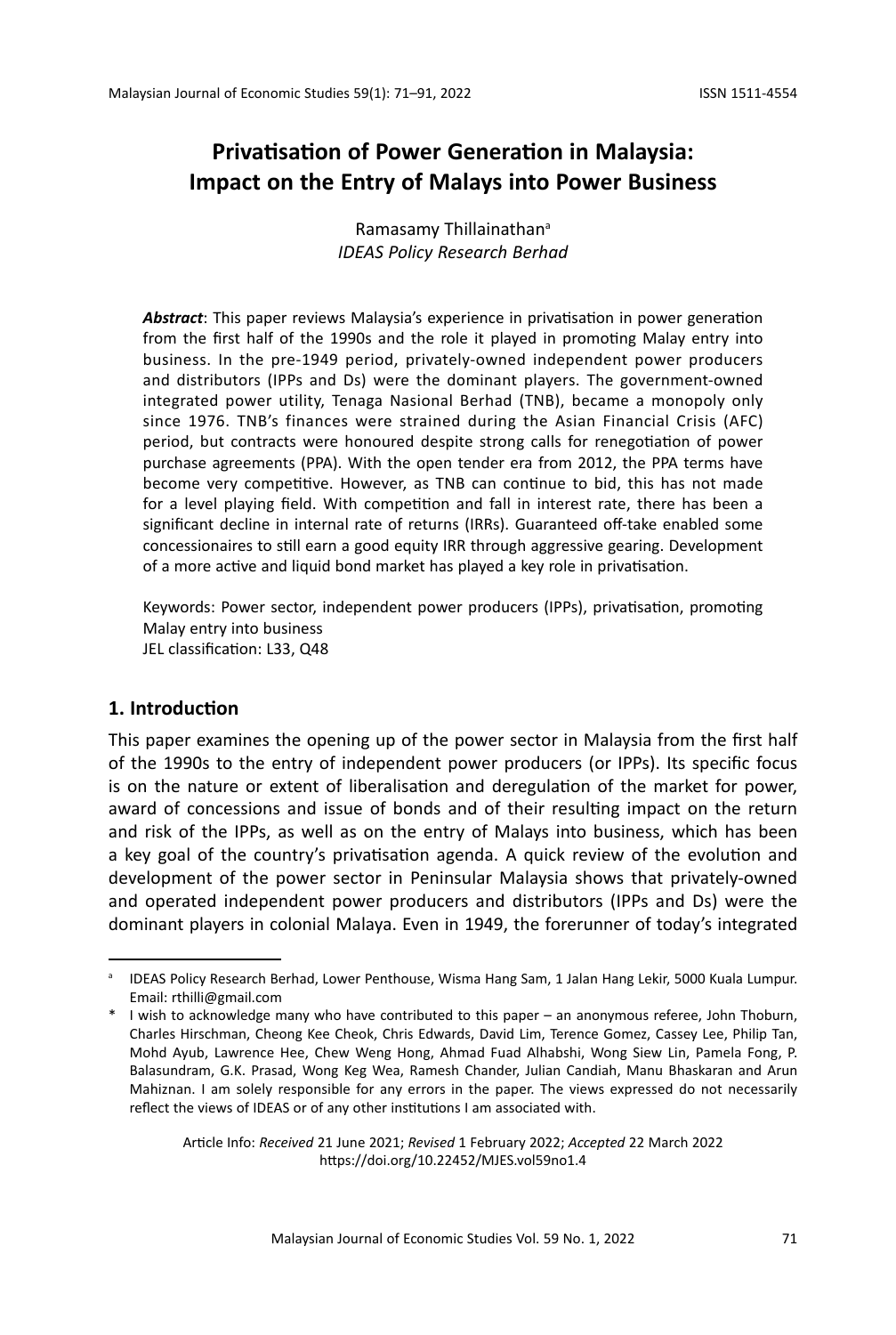# Privatisation of Power Generation in Malaysia: Impact on the Entry of Malays into Power Business

Ramasamy Thillainathan[a]
*IDEAS Policy Research Berhad*

***Abstract***: This paper reviews Malaysia's experience in privatisation in power generation from the first half of the 1990s and the role it played in promoting Malay entry into business. In the pre-1949 period, privately-owned independent power producers and distributors (IPPs and Ds) were the dominant players. The government-owned integrated power utility, Tenaga Nasional Berhad (TNB), became a monopoly only since 1976. TNB's finances were strained during the Asian Financial Crisis (AFC) period, but contracts were honoured despite strong calls for renegotiation of power purchase agreements (PPA). With the open tender era from 2012, the PPA terms have become very competitive. However, as TNB can continue to bid, this has not made for a level playing field. With competition and fall in interest rate, there has been a significant decline in internal rate of returns (IRRs). Guaranteed off-take enabled some concessionaires to still earn a good equity IRR through aggressive gearing. Development of a more active and liquid bond market has played a key role in privatisation.

Keywords: Power sector, independent power producers (IPPs), privatisation, promoting Malay entry into business
JEL classification: L33, Q48

## 1. Introduction

This paper examines the opening up of the power sector in Malaysia from the first half of the 1990s to the entry of independent power producers (or IPPs). Its specific focus is on the nature or extent of liberalisation and deregulation of the market for power, award of concessions and issue of bonds and of their resulting impact on the return and risk of the IPPs, as well as on the entry of Malays into business, which has been a key goal of the country's privatisation agenda. A quick review of the evolution and development of the power sector in Peninsular Malaysia shows that privately-owned and operated independent power producers and distributors (IPPs and Ds) were the dominant players in colonial Malaya. Even in 1949, the forerunner of today's integrated

---

[a] IDEAS Policy Research Berhad, Lower Penthouse, Wisma Hang Sam, 1 Jalan Hang Lekir, 5000 Kuala Lumpur. Email: rthilli@gmail.com

\* I wish to acknowledge many who have contributed to this paper – an anonymous referee, John Thoburn, Charles Hirschman, Cheong Kee Cheok, Chris Edwards, David Lim, Terence Gomez, Cassey Lee, Philip Tan, Mohd Ayub, Lawrence Hee, Chew Weng Hong, Ahmad Fuad Alhabshi, Wong Siew Lin, Pamela Fong, P. Balasundram, G.K. Prasad, Wong Keg Wea, Ramesh Chander, Julian Candiah, Manu Bhaskaran and Arun Mahiznan. I am solely responsible for any errors in the paper. The views expressed do not necessarily reflect the views of IDEAS or of any other institutions I am associated with.

Article Info: *Received* 21 June 2021; *Revised* 1 February 2022; *Accepted* 22 March 2022
https://doi.org/10.22452/MJES.vol59no1.4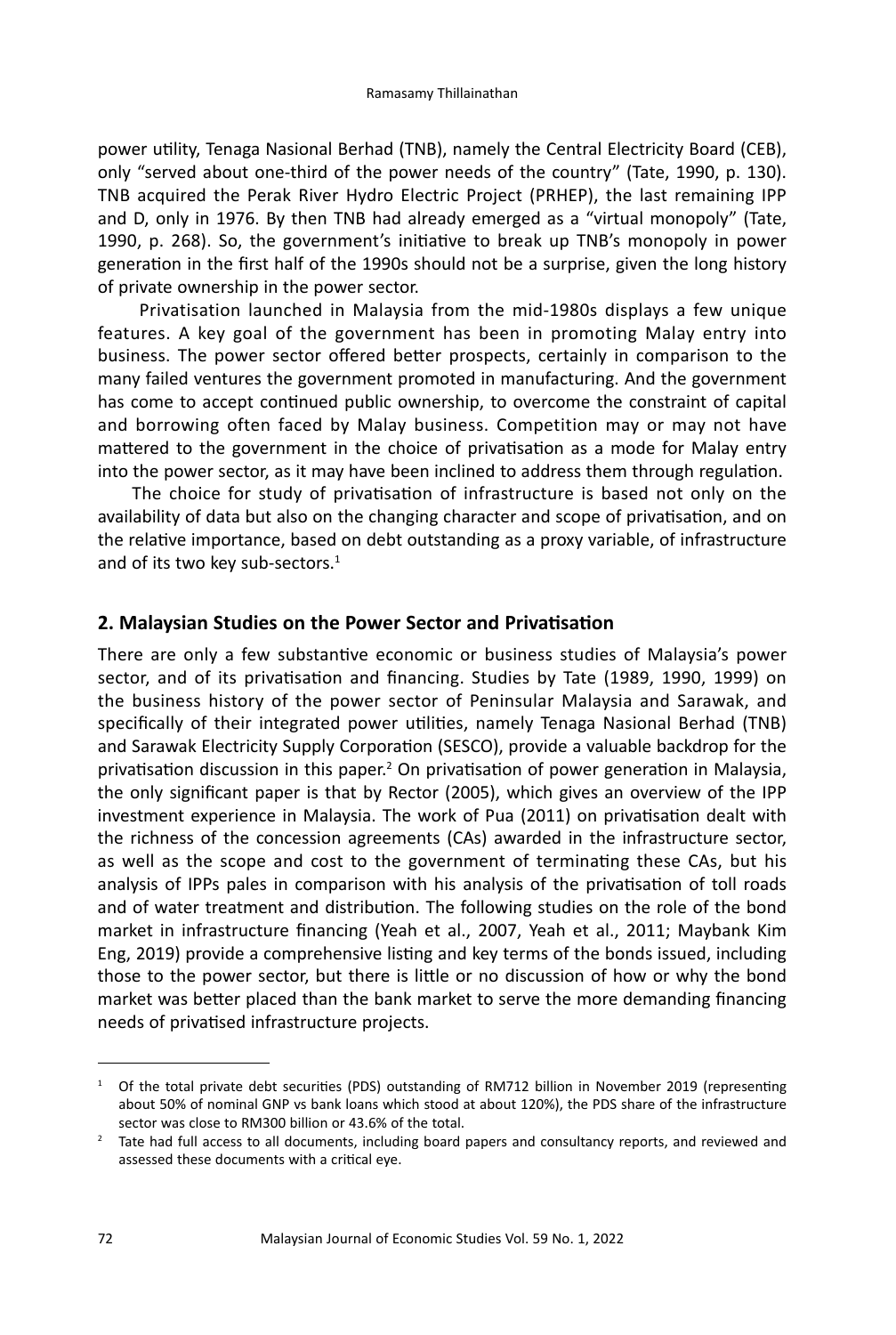power utility, Tenaga Nasional Berhad (TNB), namely the Central Electricity Board (CEB), only "served about one-third of the power needs of the country" (Tate, 1990, p. 130). TNB acquired the Perak River Hydro Electric Project (PRHEP), the last remaining IPP and D, only in 1976. By then TNB had already emerged as a "virtual monopoly" (Tate, 1990, p. 268). So, the government's initiative to break up TNB's monopoly in power generation in the first half of the 1990s should not be a surprise, given the long history of private ownership in the power sector.

Privatisation launched in Malaysia from the mid-1980s displays a few unique features. A key goal of the government has been in promoting Malay entry into business. The power sector offered better prospects, certainly in comparison to the many failed ventures the government promoted in manufacturing. And the government has come to accept continued public ownership, to overcome the constraint of capital and borrowing often faced by Malay business. Competition may or may not have mattered to the government in the choice of privatisation as a mode for Malay entry into the power sector, as it may have been inclined to address them through regulation.

The choice for study of privatisation of infrastructure is based not only on the availability of data but also on the changing character and scope of privatisation, and on the relative importance, based on debt outstanding as a proxy variable, of infrastructure and of its two key sub-sectors.[1]

## 2. Malaysian Studies on the Power Sector and Privatisation

There are only a few substantive economic or business studies of Malaysia's power sector, and of its privatisation and financing. Studies by Tate (1989, 1990, 1999) on the business history of the power sector of Peninsular Malaysia and Sarawak, and specifically of their integrated power utilities, namely Tenaga Nasional Berhad (TNB) and Sarawak Electricity Supply Corporation (SESCO), provide a valuable backdrop for the privatisation discussion in this paper.[2] On privatisation of power generation in Malaysia, the only significant paper is that by Rector (2005), which gives an overview of the IPP investment experience in Malaysia. The work of Pua (2011) on privatisation dealt with the richness of the concession agreements (CAs) awarded in the infrastructure sector, as well as the scope and cost to the government of terminating these CAs, but his analysis of IPPs pales in comparison with his analysis of the privatisation of toll roads and of water treatment and distribution. The following studies on the role of the bond market in infrastructure financing (Yeah et al., 2007, Yeah et al., 2011; Maybank Kim Eng, 2019) provide a comprehensive listing and key terms of the bonds issued, including those to the power sector, but there is little or no discussion of how or why the bond market was better placed than the bank market to serve the more demanding financing needs of privatised infrastructure projects.

---

[1] Of the total private debt securities (PDS) outstanding of RM712 billion in November 2019 (representing about 50% of nominal GNP vs bank loans which stood at about 120%), the PDS share of the infrastructure sector was close to RM300 billion or 43.6% of the total.

[2] Tate had full access to all documents, including board papers and consultancy reports, and reviewed and assessed these documents with a critical eye.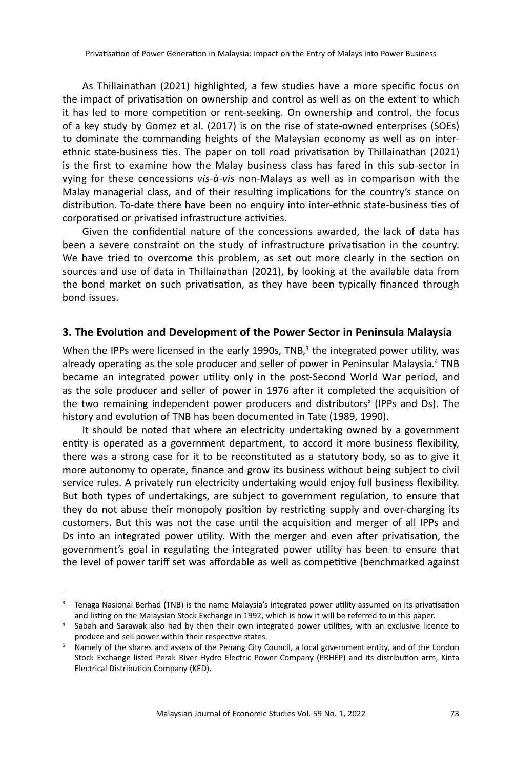As Thillainathan (2021) highlighted, a few studies have a more specific focus on the impact of privatisation on ownership and control as well as on the extent to which it has led to more competition or rent-seeking. On ownership and control, the focus of a key study by Gomez et al. (2017) is on the rise of state-owned enterprises (SOEs) to dominate the commanding heights of the Malaysian economy as well as on inter-ethnic state-business ties. The paper on toll road privatisation by Thillainathan (2021) is the first to examine how the Malay business class has fared in this sub-sector in vying for these concessions *vis-à-vis* non-Malays as well as in comparison with the Malay managerial class, and of their resulting implications for the country's stance on distribution. To-date there have been no enquiry into inter-ethnic state-business ties of corporatised or privatised infrastructure activities.

Given the confidential nature of the concessions awarded, the lack of data has been a severe constraint on the study of infrastructure privatisation in the country. We have tried to overcome this problem, as set out more clearly in the section on sources and use of data in Thillainathan (2021), by looking at the available data from the bond market on such privatisation, as they have been typically financed through bond issues.

## 3. The Evolution and Development of the Power Sector in Peninsula Malaysia

When the IPPs were licensed in the early 1990s, TNB,[3] the integrated power utility, was already operating as the sole producer and seller of power in Peninsular Malaysia.[4] TNB became an integrated power utility only in the post-Second World War period, and as the sole producer and seller of power in 1976 after it completed the acquisition of the two remaining independent power producers and distributors[5] (IPPs and Ds). The history and evolution of TNB has been documented in Tate (1989, 1990).

It should be noted that where an electricity undertaking owned by a government entity is operated as a government department, to accord it more business flexibility, there was a strong case for it to be reconstituted as a statutory body, so as to give it more autonomy to operate, finance and grow its business without being subject to civil service rules. A privately run electricity undertaking would enjoy full business flexibility. But both types of undertakings, are subject to government regulation, to ensure that they do not abuse their monopoly position by restricting supply and over-charging its customers. But this was not the case until the acquisition and merger of all IPPs and Ds into an integrated power utility. With the merger and even after privatisation, the government's goal in regulating the integrated power utility has been to ensure that the level of power tariff set was affordable as well as competitive (benchmarked against

---

[3] Tenaga Nasional Berhad (TNB) is the name Malaysia's integrated power utility assumed on its privatisation and listing on the Malaysian Stock Exchange in 1992, which is how it will be referred to in this paper.

[4] Sabah and Sarawak also had by then their own integrated power utilities, with an exclusive licence to produce and sell power within their respective states.

[5] Namely of the shares and assets of the Penang City Council, a local government entity, and of the London Stock Exchange listed Perak River Hydro Electric Power Company (PRHEP) and its distribution arm, Kinta Electrical Distribution Company (KED).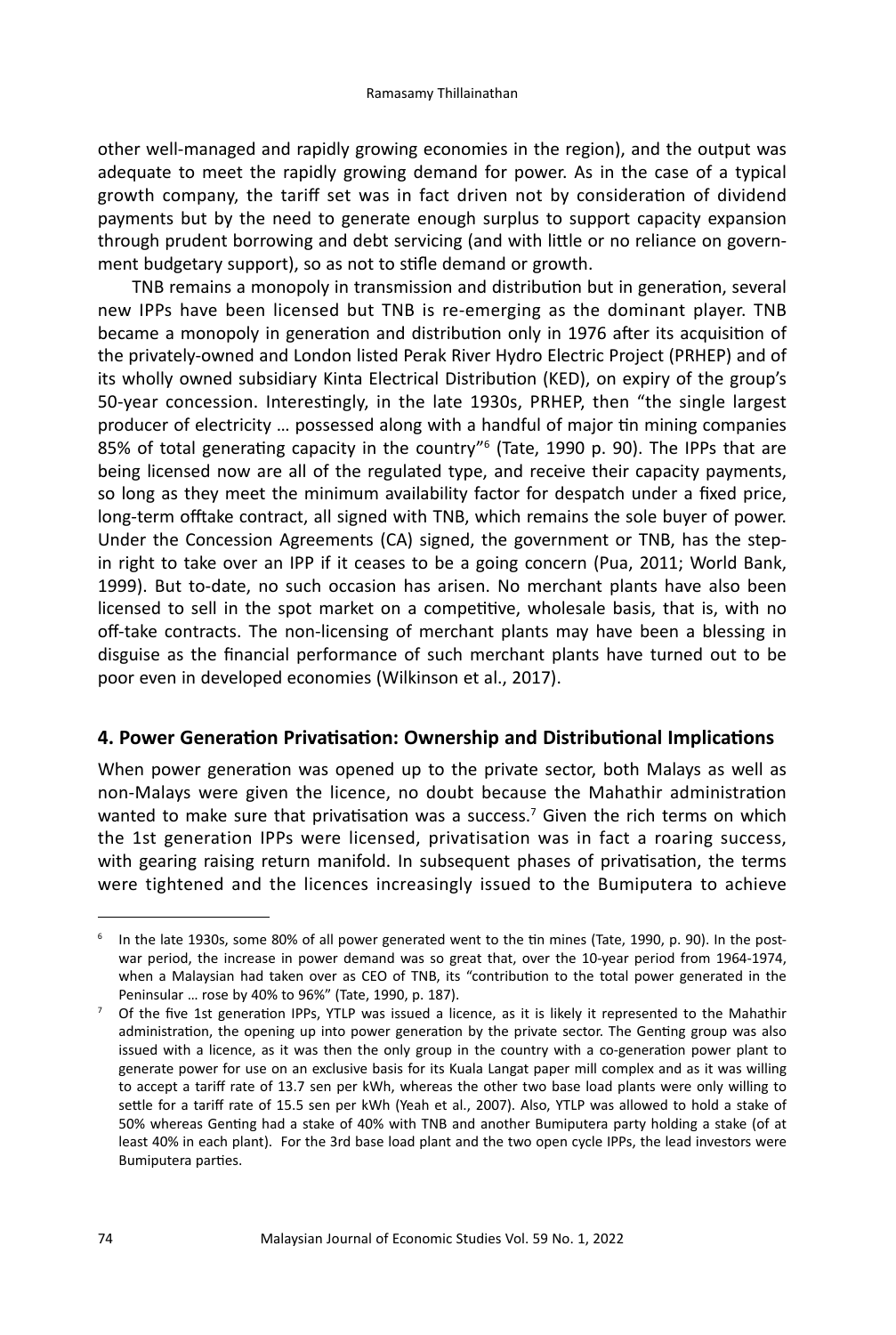other well-managed and rapidly growing economies in the region), and the output was adequate to meet the rapidly growing demand for power. As in the case of a typical growth company, the tariff set was in fact driven not by consideration of dividend payments but by the need to generate enough surplus to support capacity expansion through prudent borrowing and debt servicing (and with little or no reliance on government budgetary support), so as not to stifle demand or growth.

TNB remains a monopoly in transmission and distribution but in generation, several new IPPs have been licensed but TNB is re-emerging as the dominant player. TNB became a monopoly in generation and distribution only in 1976 after its acquisition of the privately-owned and London listed Perak River Hydro Electric Project (PRHEP) and of its wholly owned subsidiary Kinta Electrical Distribution (KED), on expiry of the group's 50-year concession. Interestingly, in the late 1930s, PRHEP, then "the single largest producer of electricity … possessed along with a handful of major tin mining companies 85% of total generating capacity in the country"[6] (Tate, 1990 p. 90). The IPPs that are being licensed now are all of the regulated type, and receive their capacity payments, so long as they meet the minimum availability factor for despatch under a fixed price, long-term offtake contract, all signed with TNB, which remains the sole buyer of power. Under the Concession Agreements (CA) signed, the government or TNB, has the step-in right to take over an IPP if it ceases to be a going concern (Pua, 2011; World Bank, 1999). But to-date, no such occasion has arisen. No merchant plants have also been licensed to sell in the spot market on a competitive, wholesale basis, that is, with no off-take contracts. The non-licensing of merchant plants may have been a blessing in disguise as the financial performance of such merchant plants have turned out to be poor even in developed economies (Wilkinson et al., 2017).

## 4. Power Generation Privatisation: Ownership and Distributional Implications

When power generation was opened up to the private sector, both Malays as well as non-Malays were given the licence, no doubt because the Mahathir administration wanted to make sure that privatisation was a success.[7] Given the rich terms on which the 1st generation IPPs were licensed, privatisation was in fact a roaring success, with gearing raising return manifold. In subsequent phases of privatisation, the terms were tightened and the licences increasingly issued to the Bumiputera to achieve

---

[6] In the late 1930s, some 80% of all power generated went to the tin mines (Tate, 1990, p. 90). In the post-war period, the increase in power demand was so great that, over the 10-year period from 1964-1974, when a Malaysian had taken over as CEO of TNB, its "contribution to the total power generated in the Peninsular … rose by 40% to 96%" (Tate, 1990, p. 187).

[7] Of the five 1st generation IPPs, YTLP was issued a licence, as it is likely it represented to the Mahathir administration, the opening up into power generation by the private sector. The Genting group was also issued with a licence, as it was then the only group in the country with a co-generation power plant to generate power for use on an exclusive basis for its Kuala Langat paper mill complex and as it was willing to accept a tariff rate of 13.7 sen per kWh, whereas the other two base load plants were only willing to settle for a tariff rate of 15.5 sen per kWh (Yeah et al., 2007). Also, YTLP was allowed to hold a stake of 50% whereas Genting had a stake of 40% with TNB and another Bumiputera party holding a stake (of at least 40% in each plant). For the 3rd base load plant and the two open cycle IPPs, the lead investors were Bumiputera parties.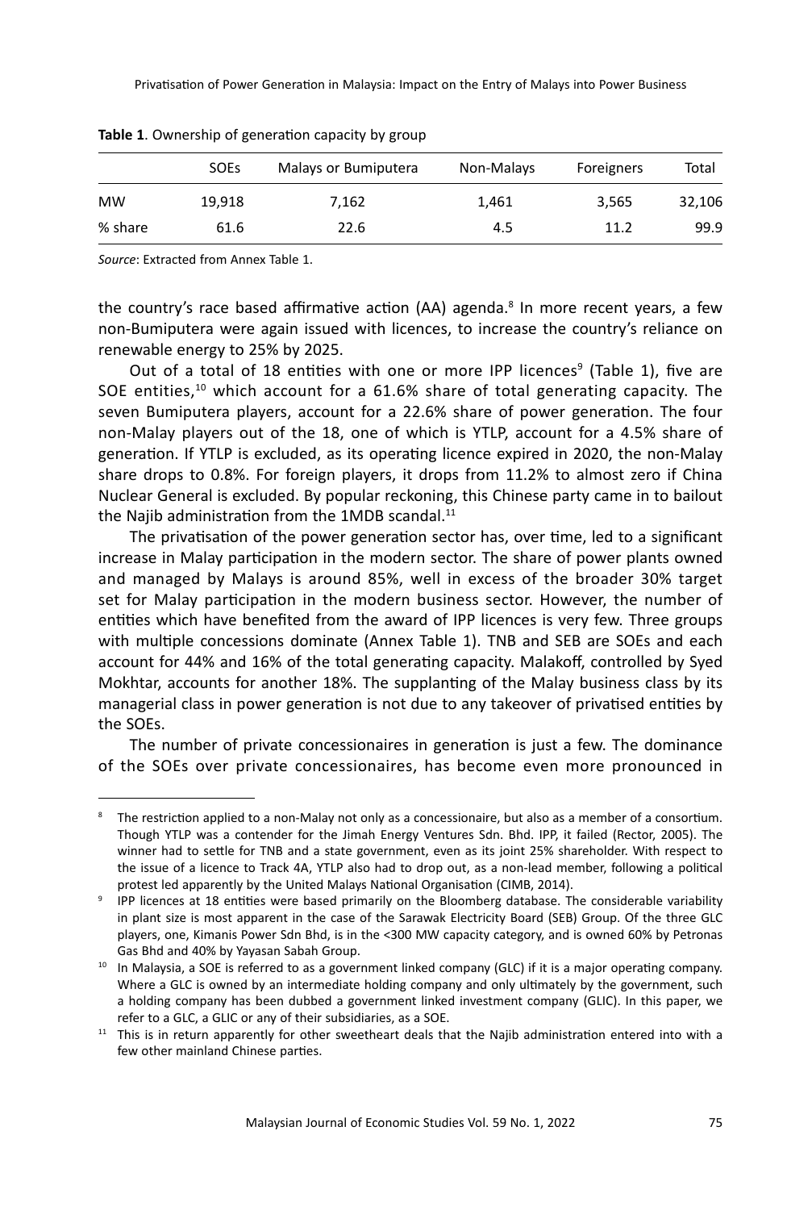**Table 1**. Ownership of generation capacity by group

| | SOEs | Malays or Bumiputera | Non-Malays | Foreigners | Total |
|---|---|---|---|---|---|
| MW | 19,918 | 7,162 | 1,461 | 3,565 | 32,106 |
| % share | 61.6 | 22.6 | 4.5 | 11.2 | 99.9 |

*Source*: Extracted from Annex Table 1.

the country's race based affirmative action (AA) agenda.[8] In more recent years, a few non-Bumiputera were again issued with licences, to increase the country's reliance on renewable energy to 25% by 2025.

Out of a total of 18 entities with one or more IPP licences[9] (Table 1), five are SOE entities,[10] which account for a 61.6% share of total generating capacity. The seven Bumiputera players, account for a 22.6% share of power generation. The four non-Malay players out of the 18, one of which is YTLP, account for a 4.5% share of generation. If YTLP is excluded, as its operating licence expired in 2020, the non-Malay share drops to 0.8%. For foreign players, it drops from 11.2% to almost zero if China Nuclear General is excluded. By popular reckoning, this Chinese party came in to bailout the Najib administration from the 1MDB scandal.[11]

The privatisation of the power generation sector has, over time, led to a significant increase in Malay participation in the modern sector. The share of power plants owned and managed by Malays is around 85%, well in excess of the broader 30% target set for Malay participation in the modern business sector. However, the number of entities which have benefited from the award of IPP licences is very few. Three groups with multiple concessions dominate (Annex Table 1). TNB and SEB are SOEs and each account for 44% and 16% of the total generating capacity. Malakoff, controlled by Syed Mokhtar, accounts for another 18%. The supplanting of the Malay business class by its managerial class in power generation is not due to any takeover of privatised entities by the SOEs.

The number of private concessionaires in generation is just a few. The dominance of the SOEs over private concessionaires, has become even more pronounced in

---

[8] The restriction applied to a non-Malay not only as a concessionaire, but also as a member of a consortium. Though YTLP was a contender for the Jimah Energy Ventures Sdn. Bhd. IPP, it failed (Rector, 2005). The winner had to settle for TNB and a state government, even as its joint 25% shareholder. With respect to the issue of a licence to Track 4A, YTLP also had to drop out, as a non-lead member, following a political protest led apparently by the United Malays National Organisation (CIMB, 2014).

[9] IPP licences at 18 entities were based primarily on the Bloomberg database. The considerable variability in plant size is most apparent in the case of the Sarawak Electricity Board (SEB) Group. Of the three GLC players, one, Kimanis Power Sdn Bhd, is in the <300 MW capacity category, and is owned 60% by Petronas Gas Bhd and 40% by Yayasan Sabah Group.

[10] In Malaysia, a SOE is referred to as a government linked company (GLC) if it is a major operating company. Where a GLC is owned by an intermediate holding company and only ultimately by the government, such a holding company has been dubbed a government linked investment company (GLIC). In this paper, we refer to a GLC, a GLIC or any of their subsidiaries, as a SOE.

[11] This is in return apparently for other sweetheart deals that the Najib administration entered into with a few other mainland Chinese parties.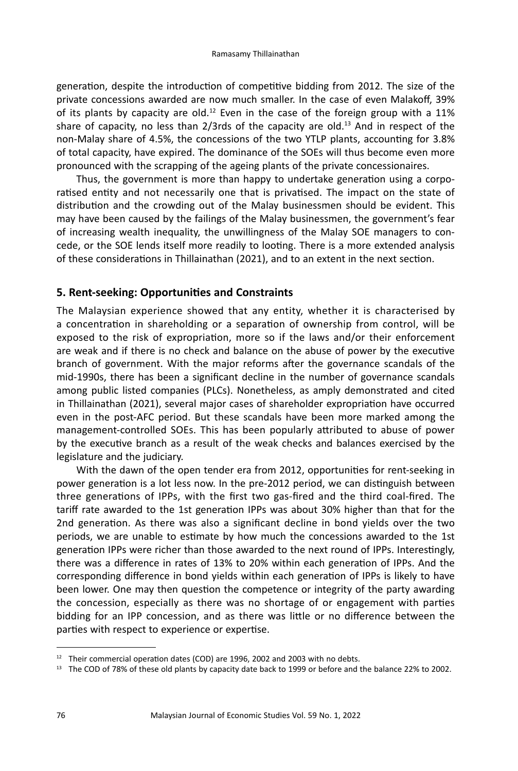generation, despite the introduction of competitive bidding from 2012. The size of the private concessions awarded are now much smaller. In the case of even Malakoff, 39% of its plants by capacity are old.[12] Even in the case of the foreign group with a 11% share of capacity, no less than 2/3rds of the capacity are old.[13] And in respect of the non-Malay share of 4.5%, the concessions of the two YTLP plants, accounting for 3.8% of total capacity, have expired. The dominance of the SOEs will thus become even more pronounced with the scrapping of the ageing plants of the private concessionaires.

Thus, the government is more than happy to undertake generation using a corporatised entity and not necessarily one that is privatised. The impact on the state of distribution and the crowding out of the Malay businessmen should be evident. This may have been caused by the failings of the Malay businessmen, the government's fear of increasing wealth inequality, the unwillingness of the Malay SOE managers to concede, or the SOE lends itself more readily to looting. There is a more extended analysis of these considerations in Thillainathan (2021), and to an extent in the next section.

## 5. Rent-seeking: Opportunities and Constraints

The Malaysian experience showed that any entity, whether it is characterised by a concentration in shareholding or a separation of ownership from control, will be exposed to the risk of expropriation, more so if the laws and/or their enforcement are weak and if there is no check and balance on the abuse of power by the executive branch of government. With the major reforms after the governance scandals of the mid-1990s, there has been a significant decline in the number of governance scandals among public listed companies (PLCs). Nonetheless, as amply demonstrated and cited in Thillainathan (2021), several major cases of shareholder expropriation have occurred even in the post-AFC period. But these scandals have been more marked among the management-controlled SOEs. This has been popularly attributed to abuse of power by the executive branch as a result of the weak checks and balances exercised by the legislature and the judiciary.

With the dawn of the open tender era from 2012, opportunities for rent-seeking in power generation is a lot less now. In the pre-2012 period, we can distinguish between three generations of IPPs, with the first two gas-fired and the third coal-fired. The tariff rate awarded to the 1st generation IPPs was about 30% higher than that for the 2nd generation. As there was also a significant decline in bond yields over the two periods, we are unable to estimate by how much the concessions awarded to the 1st generation IPPs were richer than those awarded to the next round of IPPs. Interestingly, there was a difference in rates of 13% to 20% within each generation of IPPs. And the corresponding difference in bond yields within each generation of IPPs is likely to have been lower. One may then question the competence or integrity of the party awarding the concession, especially as there was no shortage of or engagement with parties bidding for an IPP concession, and as there was little or no difference between the parties with respect to experience or expertise.

---

[12] Their commercial operation dates (COD) are 1996, 2002 and 2003 with no debts.

[13] The COD of 78% of these old plants by capacity date back to 1999 or before and the balance 22% to 2002.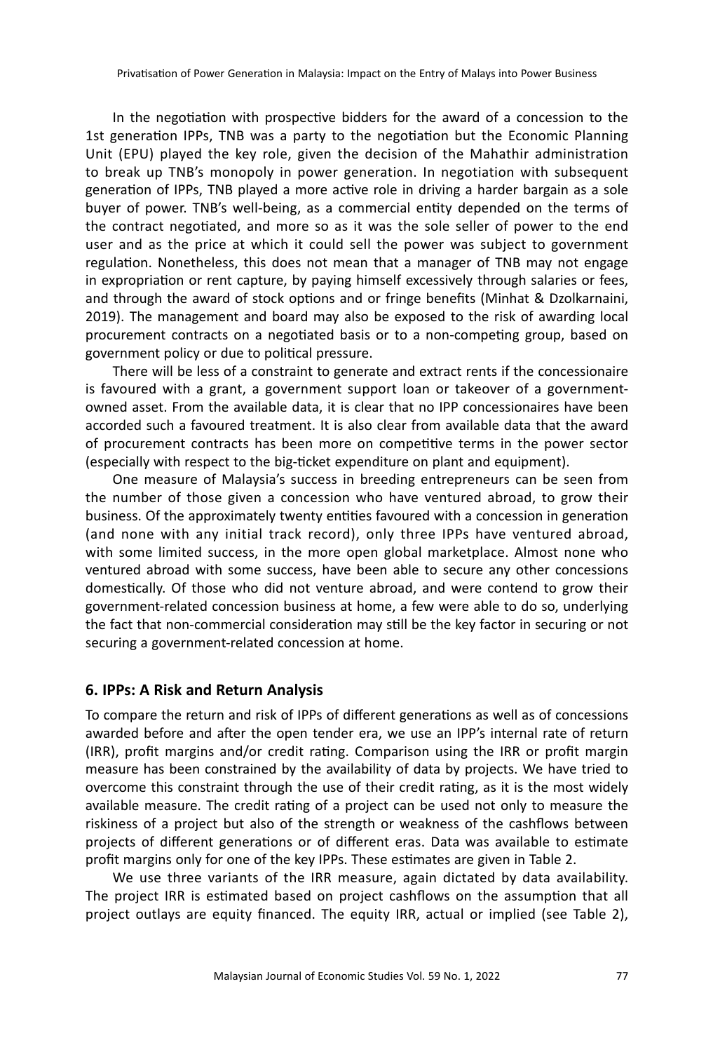In the negotiation with prospective bidders for the award of a concession to the 1st generation IPPs, TNB was a party to the negotiation but the Economic Planning Unit (EPU) played the key role, given the decision of the Mahathir administration to break up TNB's monopoly in power generation. In negotiation with subsequent generation of IPPs, TNB played a more active role in driving a harder bargain as a sole buyer of power. TNB's well-being, as a commercial entity depended on the terms of the contract negotiated, and more so as it was the sole seller of power to the end user and as the price at which it could sell the power was subject to government regulation. Nonetheless, this does not mean that a manager of TNB may not engage in expropriation or rent capture, by paying himself excessively through salaries or fees, and through the award of stock options and or fringe benefits (Minhat & Dzolkarnaini, 2019). The management and board may also be exposed to the risk of awarding local procurement contracts on a negotiated basis or to a non-competing group, based on government policy or due to political pressure.

There will be less of a constraint to generate and extract rents if the concessionaire is favoured with a grant, a government support loan or takeover of a government-owned asset. From the available data, it is clear that no IPP concessionaires have been accorded such a favoured treatment. It is also clear from available data that the award of procurement contracts has been more on competitive terms in the power sector (especially with respect to the big-ticket expenditure on plant and equipment).

One measure of Malaysia's success in breeding entrepreneurs can be seen from the number of those given a concession who have ventured abroad, to grow their business. Of the approximately twenty entities favoured with a concession in generation (and none with any initial track record), only three IPPs have ventured abroad, with some limited success, in the more open global marketplace. Almost none who ventured abroad with some success, have been able to secure any other concessions domestically. Of those who did not venture abroad, and were contend to grow their government-related concession business at home, a few were able to do so, underlying the fact that non-commercial consideration may still be the key factor in securing or not securing a government-related concession at home.

## 6. IPPs: A Risk and Return Analysis

To compare the return and risk of IPPs of different generations as well as of concessions awarded before and after the open tender era, we use an IPP's internal rate of return (IRR), profit margins and/or credit rating. Comparison using the IRR or profit margin measure has been constrained by the availability of data by projects. We have tried to overcome this constraint through the use of their credit rating, as it is the most widely available measure. The credit rating of a project can be used not only to measure the riskiness of a project but also of the strength or weakness of the cashflows between projects of different generations or of different eras. Data was available to estimate profit margins only for one of the key IPPs. These estimates are given in Table 2.

We use three variants of the IRR measure, again dictated by data availability. The project IRR is estimated based on project cashflows on the assumption that all project outlays are equity financed. The equity IRR, actual or implied (see Table 2),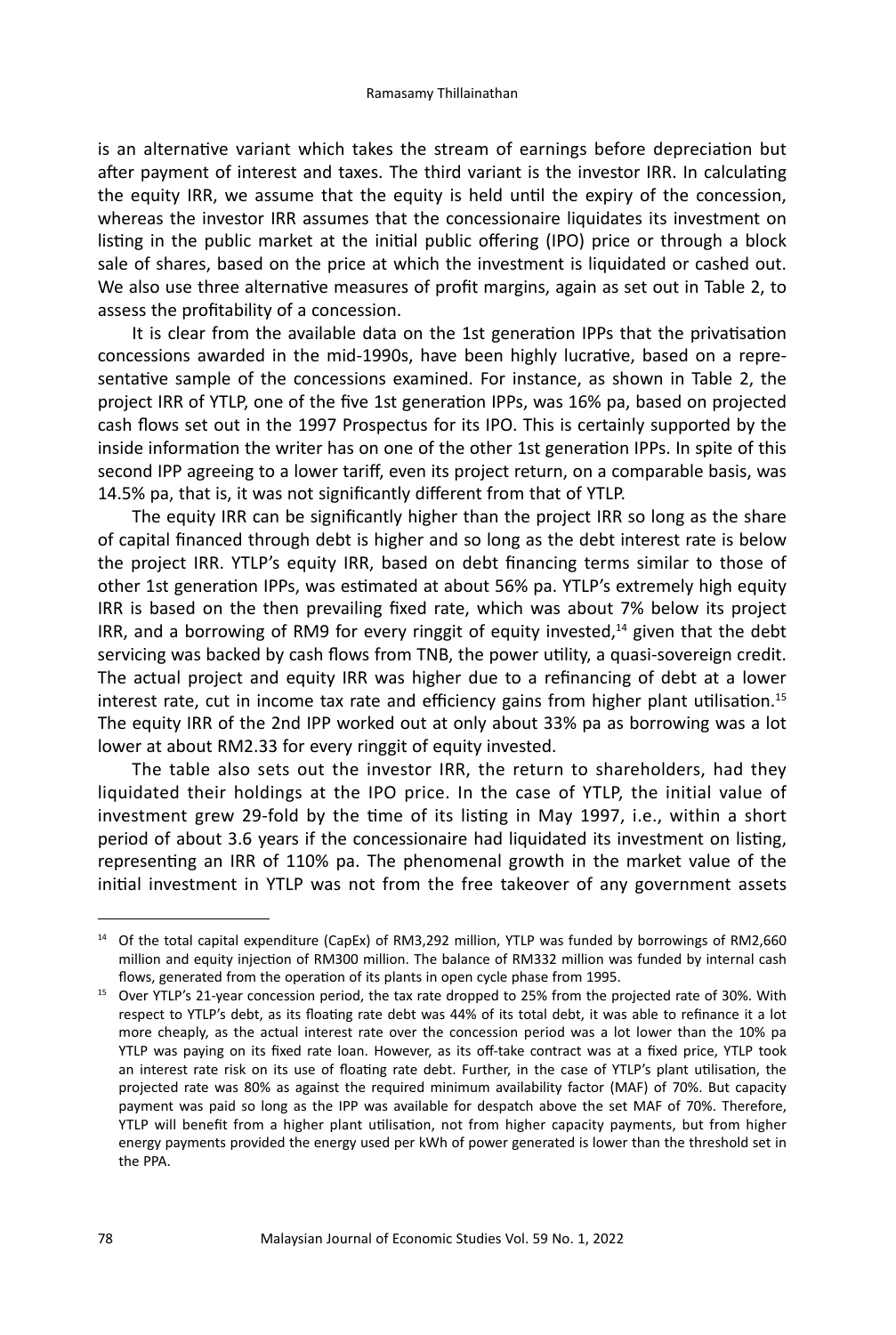is an alternative variant which takes the stream of earnings before depreciation but after payment of interest and taxes. The third variant is the investor IRR. In calculating the equity IRR, we assume that the equity is held until the expiry of the concession, whereas the investor IRR assumes that the concessionaire liquidates its investment on listing in the public market at the initial public offering (IPO) price or through a block sale of shares, based on the price at which the investment is liquidated or cashed out. We also use three alternative measures of profit margins, again as set out in Table 2, to assess the profitability of a concession.

It is clear from the available data on the 1st generation IPPs that the privatisation concessions awarded in the mid-1990s, have been highly lucrative, based on a representative sample of the concessions examined. For instance, as shown in Table 2, the project IRR of YTLP, one of the five 1st generation IPPs, was 16% pa, based on projected cash flows set out in the 1997 Prospectus for its IPO. This is certainly supported by the inside information the writer has on one of the other 1st generation IPPs. In spite of this second IPP agreeing to a lower tariff, even its project return, on a comparable basis, was 14.5% pa, that is, it was not significantly different from that of YTLP.

The equity IRR can be significantly higher than the project IRR so long as the share of capital financed through debt is higher and so long as the debt interest rate is below the project IRR. YTLP's equity IRR, based on debt financing terms similar to those of other 1st generation IPPs, was estimated at about 56% pa. YTLP's extremely high equity IRR is based on the then prevailing fixed rate, which was about 7% below its project IRR, and a borrowing of RM9 for every ringgit of equity invested,[14] given that the debt servicing was backed by cash flows from TNB, the power utility, a quasi-sovereign credit. The actual project and equity IRR was higher due to a refinancing of debt at a lower interest rate, cut in income tax rate and efficiency gains from higher plant utilisation.[15] The equity IRR of the 2nd IPP worked out at only about 33% pa as borrowing was a lot lower at about RM2.33 for every ringgit of equity invested.

The table also sets out the investor IRR, the return to shareholders, had they liquidated their holdings at the IPO price. In the case of YTLP, the initial value of investment grew 29-fold by the time of its listing in May 1997, i.e., within a short period of about 3.6 years if the concessionaire had liquidated its investment on listing, representing an IRR of 110% pa. The phenomenal growth in the market value of the initial investment in YTLP was not from the free takeover of any government assets

---

[14] Of the total capital expenditure (CapEx) of RM3,292 million, YTLP was funded by borrowings of RM2,660 million and equity injection of RM300 million. The balance of RM332 million was funded by internal cash flows, generated from the operation of its plants in open cycle phase from 1995.

[15] Over YTLP's 21-year concession period, the tax rate dropped to 25% from the projected rate of 30%. With respect to YTLP's debt, as its floating rate debt was 44% of its total debt, it was able to refinance it a lot more cheaply, as the actual interest rate over the concession period was a lot lower than the 10% pa YTLP was paying on its fixed rate loan. However, as its off-take contract was at a fixed price, YTLP took an interest rate risk on its use of floating rate debt. Further, in the case of YTLP's plant utilisation, the projected rate was 80% as against the required minimum availability factor (MAF) of 70%. But capacity payment was paid so long as the IPP was available for despatch above the set MAF of 70%. Therefore, YTLP will benefit from a higher plant utilisation, not from higher capacity payments, but from higher energy payments provided the energy used per kWh of power generated is lower than the threshold set in the PPA.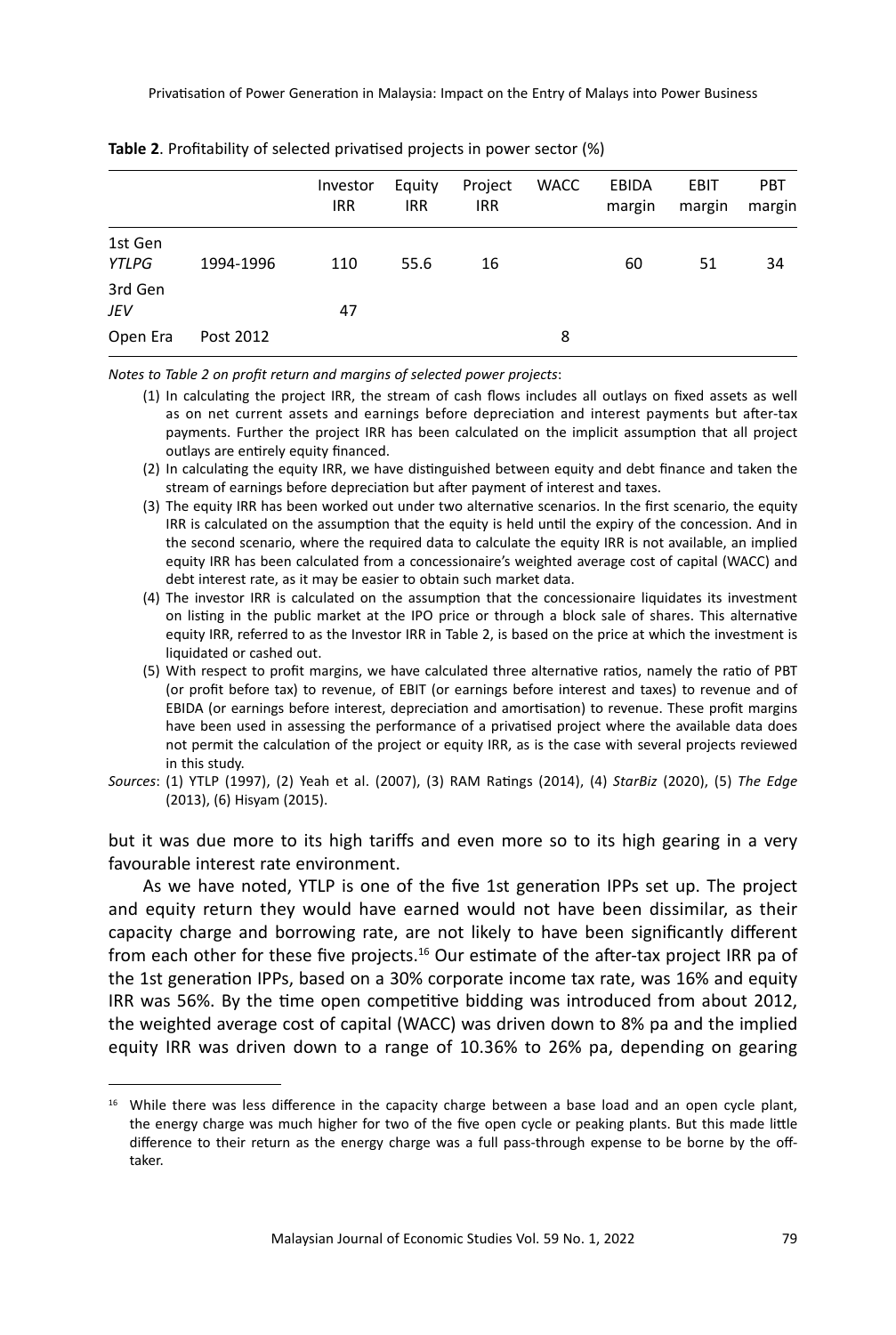**Table 2**. Profitability of selected privatised projects in power sector (%)

| | | Investor IRR | Equity IRR | Project IRR | WACC | EBIDA margin | EBIT margin | PBT margin |
|---|---|---|---|---|---|---|---|---|
| 1st Gen *YTLPG* | 1994-1996 | 110 | 55.6 | 16 | | 60 | 51 | 34 |
| 3rd Gen *JEV* | | 47 | | | | | | |
| Open Era | Post 2012 | | | | 8 | | | |

*Notes to Table 2 on profit return and margins of selected power projects*:

1. In calculating the project IRR, the stream of cash flows includes all outlays on fixed assets as well as on net current assets and earnings before depreciation and interest payments but after-tax payments. Further the project IRR has been calculated on the implicit assumption that all project outlays are entirely equity financed.
2. In calculating the equity IRR, we have distinguished between equity and debt finance and taken the stream of earnings before depreciation but after payment of interest and taxes.
3. The equity IRR has been worked out under two alternative scenarios. In the first scenario, the equity IRR is calculated on the assumption that the equity is held until the expiry of the concession. And in the second scenario, where the required data to calculate the equity IRR is not available, an implied equity IRR has been calculated from a concessionaire's weighted average cost of capital (WACC) and debt interest rate, as it may be easier to obtain such market data.
4. The investor IRR is calculated on the assumption that the concessionaire liquidates its investment on listing in the public market at the IPO price or through a block sale of shares. This alternative equity IRR, referred to as the Investor IRR in Table 2, is based on the price at which the investment is liquidated or cashed out.
5. With respect to profit margins, we have calculated three alternative ratios, namely the ratio of PBT (or profit before tax) to revenue, of EBIT (or earnings before interest and taxes) to revenue and of EBIDA (or earnings before interest, depreciation and amortisation) to revenue. These profit margins have been used in assessing the performance of a privatised project where the available data does not permit the calculation of the project or equity IRR, as is the case with several projects reviewed in this study.

*Sources*: (1) YTLP (1997), (2) Yeah et al. (2007), (3) RAM Ratings (2014), (4) *StarBiz* (2020), (5) *The Edge* (2013), (6) Hisyam (2015).

but it was due more to its high tariffs and even more so to its high gearing in a very favourable interest rate environment.

As we have noted, YTLP is one of the five 1st generation IPPs set up. The project and equity return they would have earned would not have been dissimilar, as their capacity charge and borrowing rate, are not likely to have been significantly different from each other for these five projects.[16] Our estimate of the after-tax project IRR pa of the 1st generation IPPs, based on a 30% corporate income tax rate, was 16% and equity IRR was 56%. By the time open competitive bidding was introduced from about 2012, the weighted average cost of capital (WACC) was driven down to 8% pa and the implied equity IRR was driven down to a range of 10.36% to 26% pa, depending on gearing

[16] While there was less difference in the capacity charge between a base load and an open cycle plant, the energy charge was much higher for two of the five open cycle or peaking plants. But this made little difference to their return as the energy charge was a full pass-through expense to be borne by the off-taker.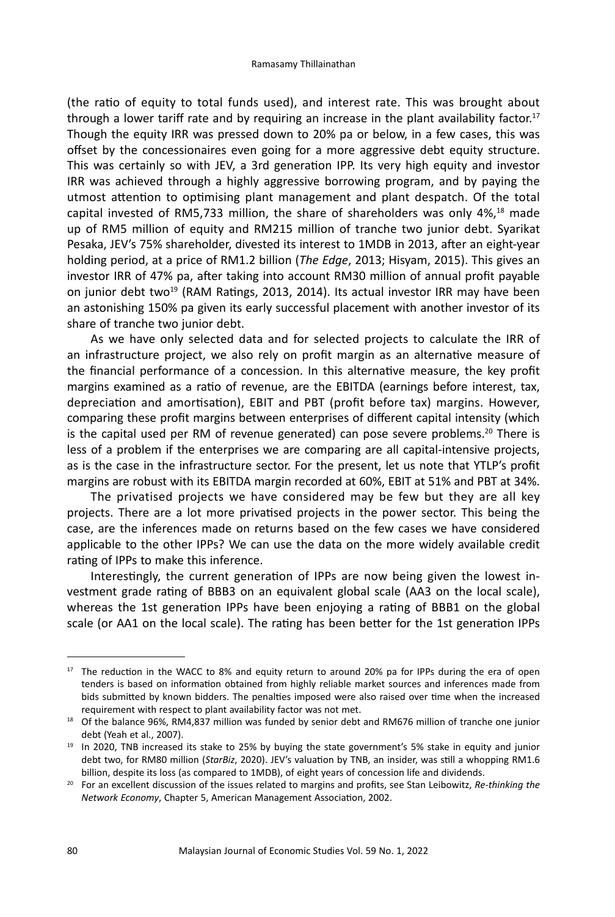(the ratio of equity to total funds used), and interest rate. This was brought about through a lower tariff rate and by requiring an increase in the plant availability factor.[17] Though the equity IRR was pressed down to 20% pa or below, in a few cases, this was offset by the concessionaires even going for a more aggressive debt equity structure. This was certainly so with JEV, a 3rd generation IPP. Its very high equity and investor IRR was achieved through a highly aggressive borrowing program, and by paying the utmost attention to optimising plant management and plant despatch. Of the total capital invested of RM5,733 million, the share of shareholders was only 4%,[18] made up of RM5 million of equity and RM215 million of tranche two junior debt. Syarikat Pesaka, JEV's 75% shareholder, divested its interest to 1MDB in 2013, after an eight-year holding period, at a price of RM1.2 billion (*The Edge*, 2013; Hisyam, 2015). This gives an investor IRR of 47% pa, after taking into account RM30 million of annual profit payable on junior debt two[19] (RAM Ratings, 2013, 2014). Its actual investor IRR may have been an astonishing 150% pa given its early successful placement with another investor of its share of tranche two junior debt.

As we have only selected data and for selected projects to calculate the IRR of an infrastructure project, we also rely on profit margin as an alternative measure of the financial performance of a concession. In this alternative measure, the key profit margins examined as a ratio of revenue, are the EBITDA (earnings before interest, tax, depreciation and amortisation), EBIT and PBT (profit before tax) margins. However, comparing these profit margins between enterprises of different capital intensity (which is the capital used per RM of revenue generated) can pose severe problems.[20] There is less of a problem if the enterprises we are comparing are all capital-intensive projects, as is the case in the infrastructure sector. For the present, let us note that YTLP's profit margins are robust with its EBITDA margin recorded at 60%, EBIT at 51% and PBT at 34%.

The privatised projects we have considered may be few but they are all key projects. There are a lot more privatised projects in the power sector. This being the case, are the inferences made on returns based on the few cases we have considered applicable to the other IPPs? We can use the data on the more widely available credit rating of IPPs to make this inference.

Interestingly, the current generation of IPPs are now being given the lowest investment grade rating of BBB3 on an equivalent global scale (AA3 on the local scale), whereas the 1st generation IPPs have been enjoying a rating of BBB1 on the global scale (or AA1 on the local scale). The rating has been better for the 1st generation IPPs

---

[17] The reduction in the WACC to 8% and equity return to around 20% pa for IPPs during the era of open tenders is based on information obtained from highly reliable market sources and inferences made from bids submitted by known bidders. The penalties imposed were also raised over time when the increased requirement with respect to plant availability factor was not met.

[18] Of the balance 96%, RM4,837 million was funded by senior debt and RM676 million of tranche one junior debt (Yeah et al., 2007).

[19] In 2020, TNB increased its stake to 25% by buying the state government's 5% stake in equity and junior debt two, for RM80 million (*StarBiz*, 2020). JEV's valuation by TNB, an insider, was still a whopping RM1.6 billion, despite its loss (as compared to 1MDB), of eight years of concession life and dividends.

[20] For an excellent discussion of the issues related to margins and profits, see Stan Leibowitz, *Re-thinking the Network Economy*, Chapter 5, American Management Association, 2002.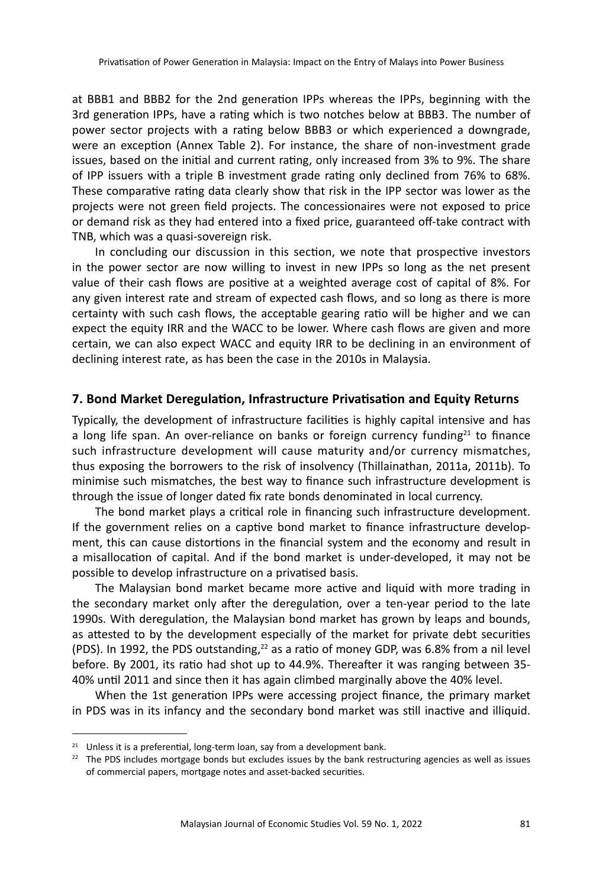at BBB1 and BBB2 for the 2nd generation IPPs whereas the IPPs, beginning with the 3rd generation IPPs, have a rating which is two notches below at BBB3. The number of power sector projects with a rating below BBB3 or which experienced a downgrade, were an exception (Annex Table 2). For instance, the share of non-investment grade issues, based on the initial and current rating, only increased from 3% to 9%. The share of IPP issuers with a triple B investment grade rating only declined from 76% to 68%. These comparative rating data clearly show that risk in the IPP sector was lower as the projects were not green field projects. The concessionaires were not exposed to price or demand risk as they had entered into a fixed price, guaranteed off-take contract with TNB, which was a quasi-sovereign risk.

In concluding our discussion in this section, we note that prospective investors in the power sector are now willing to invest in new IPPs so long as the net present value of their cash flows are positive at a weighted average cost of capital of 8%. For any given interest rate and stream of expected cash flows, and so long as there is more certainty with such cash flows, the acceptable gearing ratio will be higher and we can expect the equity IRR and the WACC to be lower. Where cash flows are given and more certain, we can also expect WACC and equity IRR to be declining in an environment of declining interest rate, as has been the case in the 2010s in Malaysia.

## 7. Bond Market Deregulation, Infrastructure Privatisation and Equity Returns

Typically, the development of infrastructure facilities is highly capital intensive and has a long life span. An over-reliance on banks or foreign currency funding[21] to finance such infrastructure development will cause maturity and/or currency mismatches, thus exposing the borrowers to the risk of insolvency (Thillainathan, 2011a, 2011b). To minimise such mismatches, the best way to finance such infrastructure development is through the issue of longer dated fix rate bonds denominated in local currency.

The bond market plays a critical role in financing such infrastructure development. If the government relies on a captive bond market to finance infrastructure development, this can cause distortions in the financial system and the economy and result in a misallocation of capital. And if the bond market is under-developed, it may not be possible to develop infrastructure on a privatised basis.

The Malaysian bond market became more active and liquid with more trading in the secondary market only after the deregulation, over a ten-year period to the late 1990s. With deregulation, the Malaysian bond market has grown by leaps and bounds, as attested to by the development especially of the market for private debt securities (PDS). In 1992, the PDS outstanding,[22] as a ratio of money GDP, was 6.8% from a nil level before. By 2001, its ratio had shot up to 44.9%. Thereafter it was ranging between 35-40% until 2011 and since then it has again climbed marginally above the 40% level.

When the 1st generation IPPs were accessing project finance, the primary market in PDS was in its infancy and the secondary bond market was still inactive and illiquid.

[21] Unless it is a preferential, long-term loan, say from a development bank.

[22] The PDS includes mortgage bonds but excludes issues by the bank restructuring agencies as well as issues of commercial papers, mortgage notes and asset-backed securities.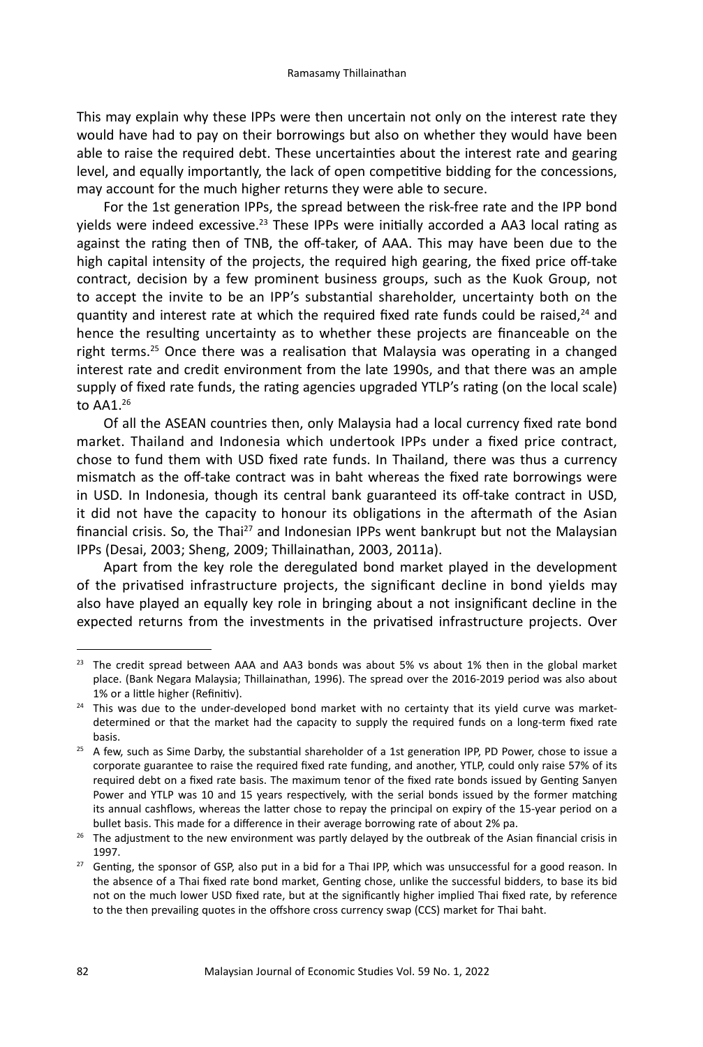This may explain why these IPPs were then uncertain not only on the interest rate they would have had to pay on their borrowings but also on whether they would have been able to raise the required debt. These uncertainties about the interest rate and gearing level, and equally importantly, the lack of open competitive bidding for the concessions, may account for the much higher returns they were able to secure.

For the 1st generation IPPs, the spread between the risk-free rate and the IPP bond yields were indeed excessive.[23] These IPPs were initially accorded a AA3 local rating as against the rating then of TNB, the off-taker, of AAA. This may have been due to the high capital intensity of the projects, the required high gearing, the fixed price off-take contract, decision by a few prominent business groups, such as the Kuok Group, not to accept the invite to be an IPP's substantial shareholder, uncertainty both on the quantity and interest rate at which the required fixed rate funds could be raised,[24] and hence the resulting uncertainty as to whether these projects are financeable on the right terms.[25] Once there was a realisation that Malaysia was operating in a changed interest rate and credit environment from the late 1990s, and that there was an ample supply of fixed rate funds, the rating agencies upgraded YTLP's rating (on the local scale) to AA1.[26]

Of all the ASEAN countries then, only Malaysia had a local currency fixed rate bond market. Thailand and Indonesia which undertook IPPs under a fixed price contract, chose to fund them with USD fixed rate funds. In Thailand, there was thus a currency mismatch as the off-take contract was in baht whereas the fixed rate borrowings were in USD. In Indonesia, though its central bank guaranteed its off-take contract in USD, it did not have the capacity to honour its obligations in the aftermath of the Asian financial crisis. So, the Thai[27] and Indonesian IPPs went bankrupt but not the Malaysian IPPs (Desai, 2003; Sheng, 2009; Thillainathan, 2003, 2011a).

Apart from the key role the deregulated bond market played in the development of the privatised infrastructure projects, the significant decline in bond yields may also have played an equally key role in bringing about a not insignificant decline in the expected returns from the investments in the privatised infrastructure projects. Over

---

[23] The credit spread between AAA and AA3 bonds was about 5% vs about 1% then in the global market place. (Bank Negara Malaysia; Thillainathan, 1996). The spread over the 2016-2019 period was also about 1% or a little higher (Refinitiv).

[24] This was due to the under-developed bond market with no certainty that its yield curve was market-determined or that the market had the capacity to supply the required funds on a long-term fixed rate basis.

[25] A few, such as Sime Darby, the substantial shareholder of a 1st generation IPP, PD Power, chose to issue a corporate guarantee to raise the required fixed rate funding, and another, YTLP, could only raise 57% of its required debt on a fixed rate basis. The maximum tenor of the fixed rate bonds issued by Genting Sanyen Power and YTLP was 10 and 15 years respectively, with the serial bonds issued by the former matching its annual cashflows, whereas the latter chose to repay the principal on expiry of the 15-year period on a bullet basis. This made for a difference in their average borrowing rate of about 2% pa.

[26] The adjustment to the new environment was partly delayed by the outbreak of the Asian financial crisis in 1997.

[27] Genting, the sponsor of GSP, also put in a bid for a Thai IPP, which was unsuccessful for a good reason. In the absence of a Thai fixed rate bond market, Genting chose, unlike the successful bidders, to base its bid not on the much lower USD fixed rate, but at the significantly higher implied Thai fixed rate, by reference to the then prevailing quotes in the offshore cross currency swap (CCS) market for Thai baht.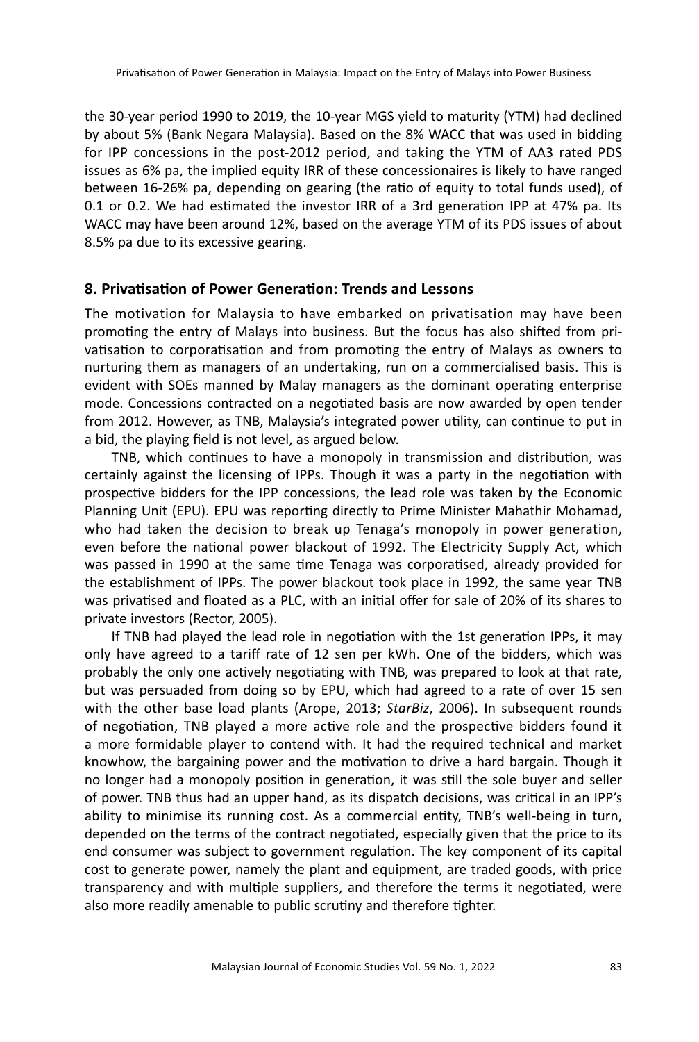the 30-year period 1990 to 2019, the 10-year MGS yield to maturity (YTM) had declined by about 5% (Bank Negara Malaysia). Based on the 8% WACC that was used in bidding for IPP concessions in the post-2012 period, and taking the YTM of AA3 rated PDS issues as 6% pa, the implied equity IRR of these concessionaires is likely to have ranged between 16-26% pa, depending on gearing (the ratio of equity to total funds used), of 0.1 or 0.2. We had estimated the investor IRR of a 3rd generation IPP at 47% pa. Its WACC may have been around 12%, based on the average YTM of its PDS issues of about 8.5% pa due to its excessive gearing.

## 8. Privatisation of Power Generation: Trends and Lessons

The motivation for Malaysia to have embarked on privatisation may have been promoting the entry of Malays into business. But the focus has also shifted from privatisation to corporatisation and from promoting the entry of Malays as owners to nurturing them as managers of an undertaking, run on a commercialised basis. This is evident with SOEs manned by Malay managers as the dominant operating enterprise mode. Concessions contracted on a negotiated basis are now awarded by open tender from 2012. However, as TNB, Malaysia's integrated power utility, can continue to put in a bid, the playing field is not level, as argued below.

TNB, which continues to have a monopoly in transmission and distribution, was certainly against the licensing of IPPs. Though it was a party in the negotiation with prospective bidders for the IPP concessions, the lead role was taken by the Economic Planning Unit (EPU). EPU was reporting directly to Prime Minister Mahathir Mohamad, who had taken the decision to break up Tenaga's monopoly in power generation, even before the national power blackout of 1992. The Electricity Supply Act, which was passed in 1990 at the same time Tenaga was corporatised, already provided for the establishment of IPPs. The power blackout took place in 1992, the same year TNB was privatised and floated as a PLC, with an initial offer for sale of 20% of its shares to private investors (Rector, 2005).

If TNB had played the lead role in negotiation with the 1st generation IPPs, it may only have agreed to a tariff rate of 12 sen per kWh. One of the bidders, which was probably the only one actively negotiating with TNB, was prepared to look at that rate, but was persuaded from doing so by EPU, which had agreed to a rate of over 15 sen with the other base load plants (Arope, 2013; *StarBiz*, 2006). In subsequent rounds of negotiation, TNB played a more active role and the prospective bidders found it a more formidable player to contend with. It had the required technical and market knowhow, the bargaining power and the motivation to drive a hard bargain. Though it no longer had a monopoly position in generation, it was still the sole buyer and seller of power. TNB thus had an upper hand, as its dispatch decisions, was critical in an IPP's ability to minimise its running cost. As a commercial entity, TNB's well-being in turn, depended on the terms of the contract negotiated, especially given that the price to its end consumer was subject to government regulation. The key component of its capital cost to generate power, namely the plant and equipment, are traded goods, with price transparency and with multiple suppliers, and therefore the terms it negotiated, were also more readily amenable to public scrutiny and therefore tighter.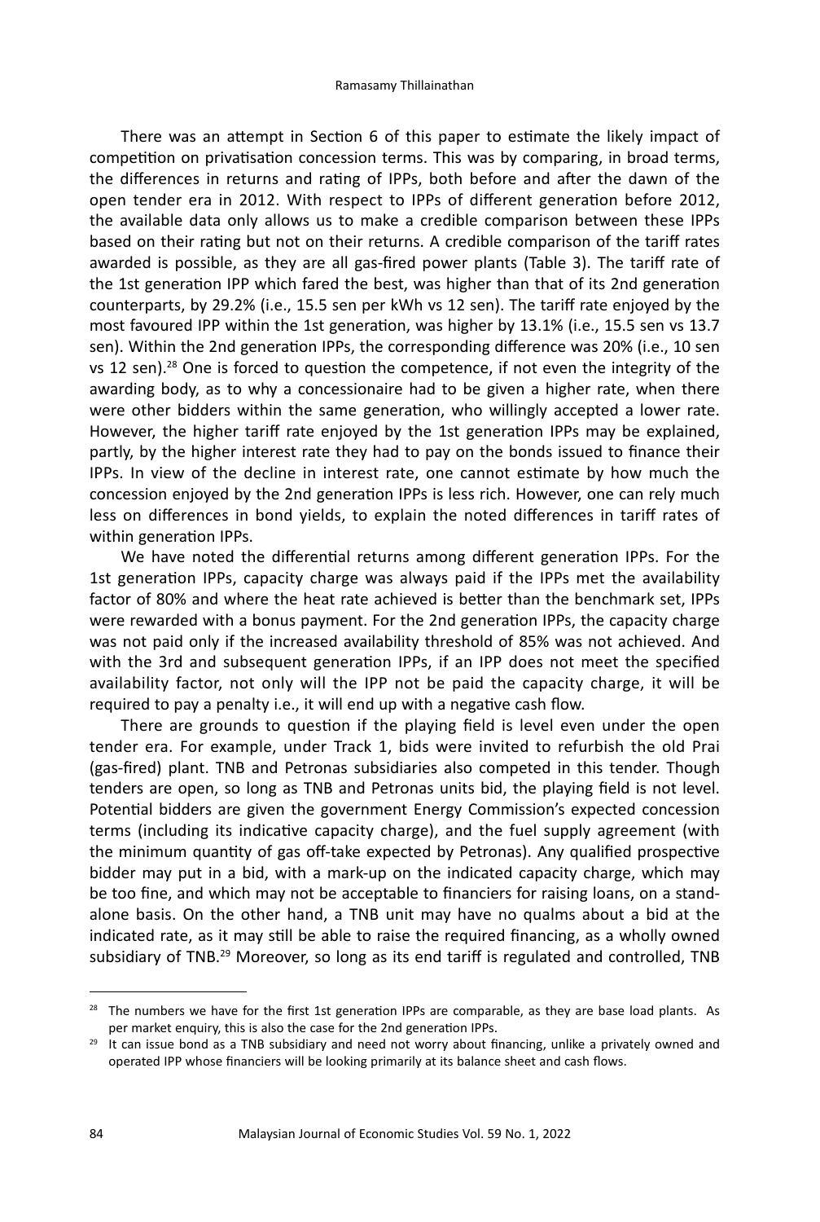There was an attempt in Section 6 of this paper to estimate the likely impact of competition on privatisation concession terms. This was by comparing, in broad terms, the differences in returns and rating of IPPs, both before and after the dawn of the open tender era in 2012. With respect to IPPs of different generation before 2012, the available data only allows us to make a credible comparison between these IPPs based on their rating but not on their returns. A credible comparison of the tariff rates awarded is possible, as they are all gas-fired power plants (Table 3). The tariff rate of the 1st generation IPP which fared the best, was higher than that of its 2nd generation counterparts, by 29.2% (i.e., 15.5 sen per kWh vs 12 sen). The tariff rate enjoyed by the most favoured IPP within the 1st generation, was higher by 13.1% (i.e., 15.5 sen vs 13.7 sen). Within the 2nd generation IPPs, the corresponding difference was 20% (i.e., 10 sen vs 12 sen).[28] One is forced to question the competence, if not even the integrity of the awarding body, as to why a concessionaire had to be given a higher rate, when there were other bidders within the same generation, who willingly accepted a lower rate. However, the higher tariff rate enjoyed by the 1st generation IPPs may be explained, partly, by the higher interest rate they had to pay on the bonds issued to finance their IPPs. In view of the decline in interest rate, one cannot estimate by how much the concession enjoyed by the 2nd generation IPPs is less rich. However, one can rely much less on differences in bond yields, to explain the noted differences in tariff rates of within generation IPPs.

We have noted the differential returns among different generation IPPs. For the 1st generation IPPs, capacity charge was always paid if the IPPs met the availability factor of 80% and where the heat rate achieved is better than the benchmark set, IPPs were rewarded with a bonus payment. For the 2nd generation IPPs, the capacity charge was not paid only if the increased availability threshold of 85% was not achieved. And with the 3rd and subsequent generation IPPs, if an IPP does not meet the specified availability factor, not only will the IPP not be paid the capacity charge, it will be required to pay a penalty i.e., it will end up with a negative cash flow.

There are grounds to question if the playing field is level even under the open tender era. For example, under Track 1, bids were invited to refurbish the old Prai (gas-fired) plant. TNB and Petronas subsidiaries also competed in this tender. Though tenders are open, so long as TNB and Petronas units bid, the playing field is not level. Potential bidders are given the government Energy Commission's expected concession terms (including its indicative capacity charge), and the fuel supply agreement (with the minimum quantity of gas off-take expected by Petronas). Any qualified prospective bidder may put in a bid, with a mark-up on the indicated capacity charge, which may be too fine, and which may not be acceptable to financiers for raising loans, on a stand-alone basis. On the other hand, a TNB unit may have no qualms about a bid at the indicated rate, as it may still be able to raise the required financing, as a wholly owned subsidiary of TNB.[29] Moreover, so long as its end tariff is regulated and controlled, TNB

---

[28] The numbers we have for the first 1st generation IPPs are comparable, as they are base load plants. As per market enquiry, this is also the case for the 2nd generation IPPs.

[29] It can issue bond as a TNB subsidiary and need not worry about financing, unlike a privately owned and operated IPP whose financiers will be looking primarily at its balance sheet and cash flows.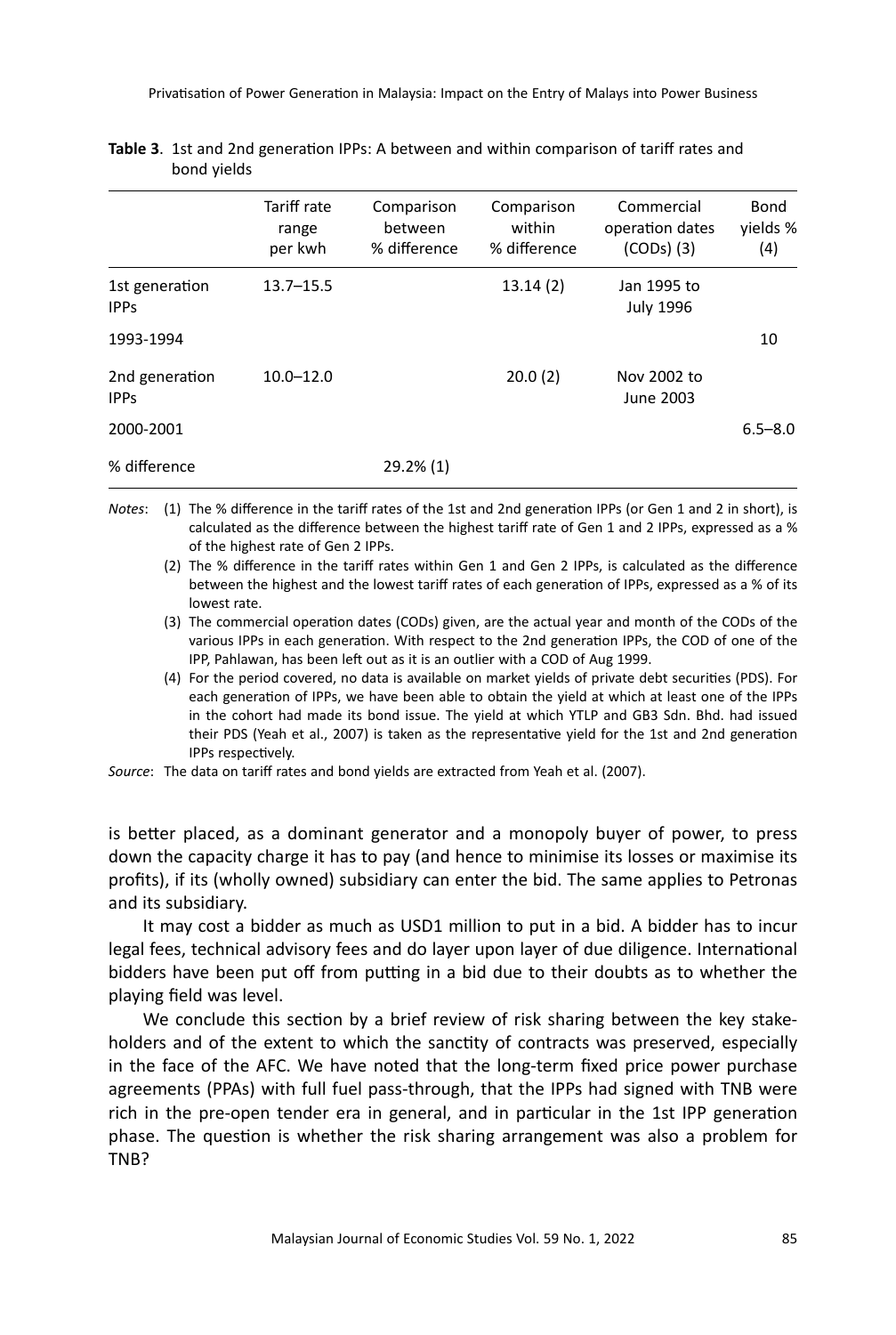**Table 3**. 1st and 2nd generation IPPs: A between and within comparison of tariff rates and bond yields

| | Tariff rate range per kwh | Comparison between % difference | Comparison within % difference | Commercial operation dates (CODs) (3) | Bond yields % (4) |
|---|---|---|---|---|---|
| 1st generation IPPs | 13.7–15.5 | | 13.14 (2) | Jan 1995 to July 1996 | |
| 1993-1994 | | | | | 10 |
| 2nd generation IPPs | 10.0–12.0 | | 20.0 (2) | Nov 2002 to June 2003 | |
| 2000-2001 | | | | | 6.5–8.0 |
| % difference | | 29.2% (1) | | | |

*Notes*: (1) The % difference in the tariff rates of the 1st and 2nd generation IPPs (or Gen 1 and 2 in short), is calculated as the difference between the highest tariff rate of Gen 1 and 2 IPPs, expressed as a % of the highest rate of Gen 2 IPPs.

(2) The % difference in the tariff rates within Gen 1 and Gen 2 IPPs, is calculated as the difference between the highest and the lowest tariff rates of each generation of IPPs, expressed as a % of its lowest rate.

(3) The commercial operation dates (CODs) given, are the actual year and month of the CODs of the various IPPs in each generation. With respect to the 2nd generation IPPs, the COD of one of the IPP, Pahlawan, has been left out as it is an outlier with a COD of Aug 1999.

(4) For the period covered, no data is available on market yields of private debt securities (PDS). For each generation of IPPs, we have been able to obtain the yield at which at least one of the IPPs in the cohort had made its bond issue. The yield at which YTLP and GB3 Sdn. Bhd. had issued their PDS (Yeah et al., 2007) is taken as the representative yield for the 1st and 2nd generation IPPs respectively.

*Source*: The data on tariff rates and bond yields are extracted from Yeah et al. (2007).

is better placed, as a dominant generator and a monopoly buyer of power, to press down the capacity charge it has to pay (and hence to minimise its losses or maximise its profits), if its (wholly owned) subsidiary can enter the bid. The same applies to Petronas and its subsidiary.

It may cost a bidder as much as USD1 million to put in a bid. A bidder has to incur legal fees, technical advisory fees and do layer upon layer of due diligence. International bidders have been put off from putting in a bid due to their doubts as to whether the playing field was level.

We conclude this section by a brief review of risk sharing between the key stakeholders and of the extent to which the sanctity of contracts was preserved, especially in the face of the AFC. We have noted that the long-term fixed price power purchase agreements (PPAs) with full fuel pass-through, that the IPPs had signed with TNB were rich in the pre-open tender era in general, and in particular in the 1st IPP generation phase. The question is whether the risk sharing arrangement was also a problem for TNB?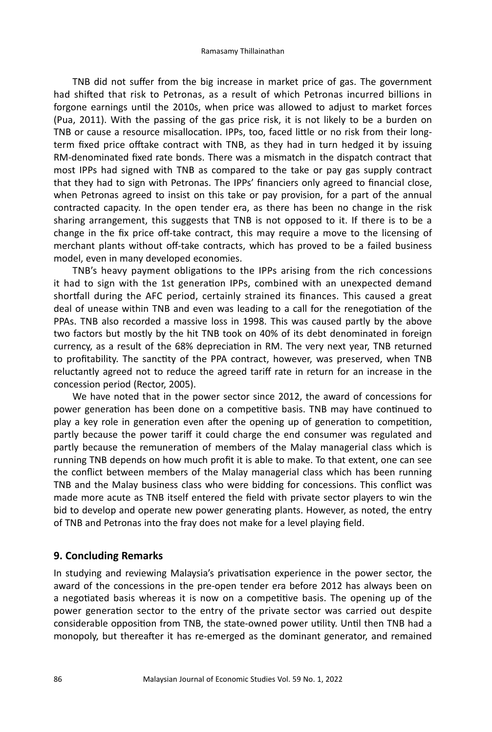TNB did not suffer from the big increase in market price of gas. The government had shifted that risk to Petronas, as a result of which Petronas incurred billions in forgone earnings until the 2010s, when price was allowed to adjust to market forces (Pua, 2011). With the passing of the gas price risk, it is not likely to be a burden on TNB or cause a resource misallocation. IPPs, too, faced little or no risk from their long-term fixed price offtake contract with TNB, as they had in turn hedged it by issuing RM-denominated fixed rate bonds. There was a mismatch in the dispatch contract that most IPPs had signed with TNB as compared to the take or pay gas supply contract that they had to sign with Petronas. The IPPs' financiers only agreed to financial close, when Petronas agreed to insist on this take or pay provision, for a part of the annual contracted capacity. In the open tender era, as there has been no change in the risk sharing arrangement, this suggests that TNB is not opposed to it. If there is to be a change in the fix price off-take contract, this may require a move to the licensing of merchant plants without off-take contracts, which has proved to be a failed business model, even in many developed economies.

TNB's heavy payment obligations to the IPPs arising from the rich concessions it had to sign with the 1st generation IPPs, combined with an unexpected demand shortfall during the AFC period, certainly strained its finances. This caused a great deal of unease within TNB and even was leading to a call for the renegotiation of the PPAs. TNB also recorded a massive loss in 1998. This was caused partly by the above two factors but mostly by the hit TNB took on 40% of its debt denominated in foreign currency, as a result of the 68% depreciation in RM. The very next year, TNB returned to profitability. The sanctity of the PPA contract, however, was preserved, when TNB reluctantly agreed not to reduce the agreed tariff rate in return for an increase in the concession period (Rector, 2005).

We have noted that in the power sector since 2012, the award of concessions for power generation has been done on a competitive basis. TNB may have continued to play a key role in generation even after the opening up of generation to competition, partly because the power tariff it could charge the end consumer was regulated and partly because the remuneration of members of the Malay managerial class which is running TNB depends on how much profit it is able to make. To that extent, one can see the conflict between members of the Malay managerial class which has been running TNB and the Malay business class who were bidding for concessions. This conflict was made more acute as TNB itself entered the field with private sector players to win the bid to develop and operate new power generating plants. However, as noted, the entry of TNB and Petronas into the fray does not make for a level playing field.

## 9. Concluding Remarks

In studying and reviewing Malaysia's privatisation experience in the power sector, the award of the concessions in the pre-open tender era before 2012 has always been on a negotiated basis whereas it is now on a competitive basis. The opening up of the power generation sector to the entry of the private sector was carried out despite considerable opposition from TNB, the state-owned power utility. Until then TNB had a monopoly, but thereafter it has re-emerged as the dominant generator, and remained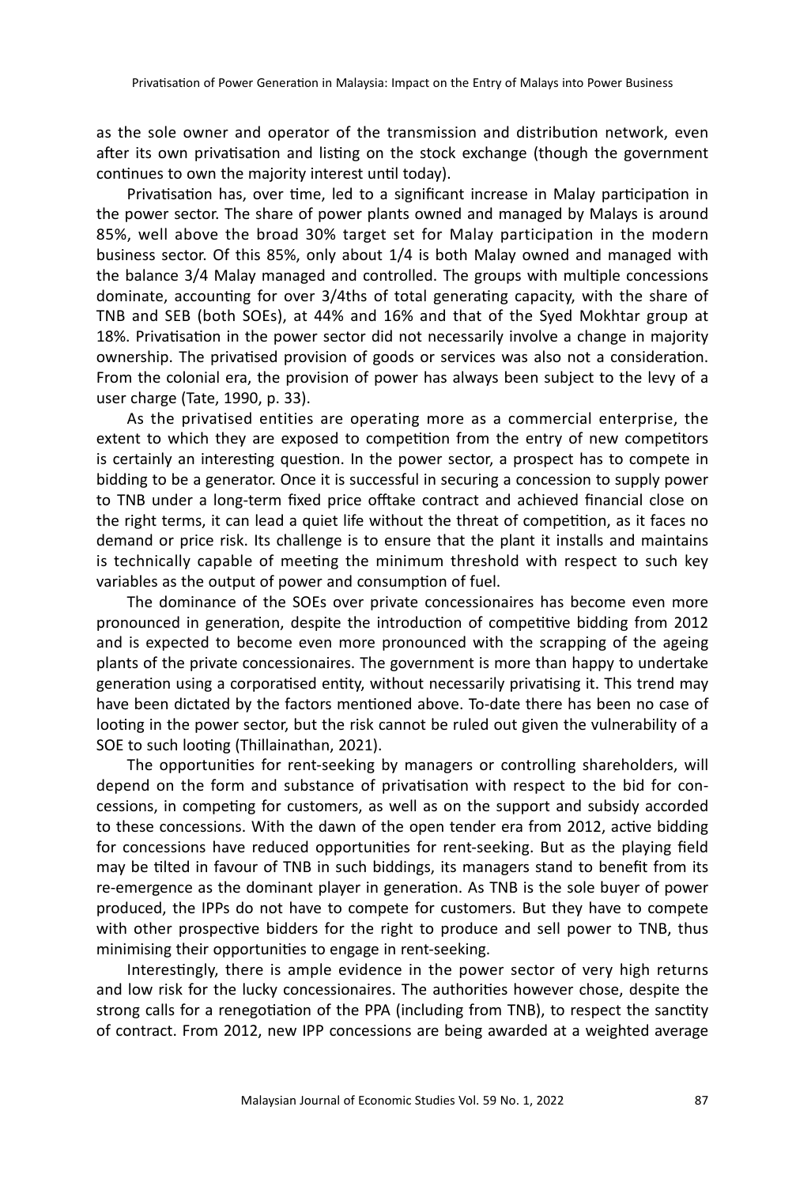as the sole owner and operator of the transmission and distribution network, even after its own privatisation and listing on the stock exchange (though the government continues to own the majority interest until today).

Privatisation has, over time, led to a significant increase in Malay participation in the power sector. The share of power plants owned and managed by Malays is around 85%, well above the broad 30% target set for Malay participation in the modern business sector. Of this 85%, only about 1/4 is both Malay owned and managed with the balance 3/4 Malay managed and controlled. The groups with multiple concessions dominate, accounting for over 3/4ths of total generating capacity, with the share of TNB and SEB (both SOEs), at 44% and 16% and that of the Syed Mokhtar group at 18%. Privatisation in the power sector did not necessarily involve a change in majority ownership. The privatised provision of goods or services was also not a consideration. From the colonial era, the provision of power has always been subject to the levy of a user charge (Tate, 1990, p. 33).

As the privatised entities are operating more as a commercial enterprise, the extent to which they are exposed to competition from the entry of new competitors is certainly an interesting question. In the power sector, a prospect has to compete in bidding to be a generator. Once it is successful in securing a concession to supply power to TNB under a long-term fixed price offtake contract and achieved financial close on the right terms, it can lead a quiet life without the threat of competition, as it faces no demand or price risk. Its challenge is to ensure that the plant it installs and maintains is technically capable of meeting the minimum threshold with respect to such key variables as the output of power and consumption of fuel.

The dominance of the SOEs over private concessionaires has become even more pronounced in generation, despite the introduction of competitive bidding from 2012 and is expected to become even more pronounced with the scrapping of the ageing plants of the private concessionaires. The government is more than happy to undertake generation using a corporatised entity, without necessarily privatising it. This trend may have been dictated by the factors mentioned above. To-date there has been no case of looting in the power sector, but the risk cannot be ruled out given the vulnerability of a SOE to such looting (Thillainathan, 2021).

The opportunities for rent-seeking by managers or controlling shareholders, will depend on the form and substance of privatisation with respect to the bid for concessions, in competing for customers, as well as on the support and subsidy accorded to these concessions. With the dawn of the open tender era from 2012, active bidding for concessions have reduced opportunities for rent-seeking. But as the playing field may be tilted in favour of TNB in such biddings, its managers stand to benefit from its re-emergence as the dominant player in generation. As TNB is the sole buyer of power produced, the IPPs do not have to compete for customers. But they have to compete with other prospective bidders for the right to produce and sell power to TNB, thus minimising their opportunities to engage in rent-seeking.

Interestingly, there is ample evidence in the power sector of very high returns and low risk for the lucky concessionaires. The authorities however chose, despite the strong calls for a renegotiation of the PPA (including from TNB), to respect the sanctity of contract. From 2012, new IPP concessions are being awarded at a weighted average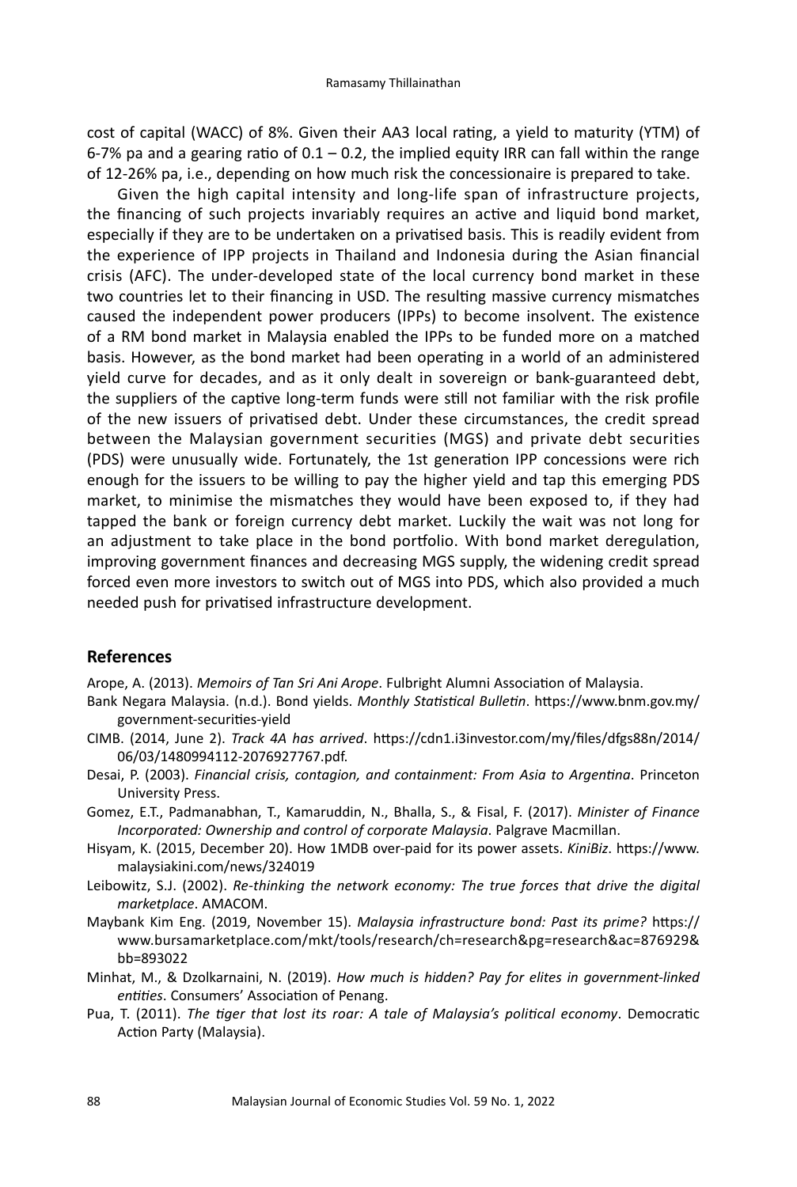cost of capital (WACC) of 8%. Given their AA3 local rating, a yield to maturity (YTM) of 6-7% pa and a gearing ratio of 0.1 – 0.2, the implied equity IRR can fall within the range of 12-26% pa, i.e., depending on how much risk the concessionaire is prepared to take.

Given the high capital intensity and long-life span of infrastructure projects, the financing of such projects invariably requires an active and liquid bond market, especially if they are to be undertaken on a privatised basis. This is readily evident from the experience of IPP projects in Thailand and Indonesia during the Asian financial crisis (AFC). The under-developed state of the local currency bond market in these two countries let to their financing in USD. The resulting massive currency mismatches caused the independent power producers (IPPs) to become insolvent. The existence of a RM bond market in Malaysia enabled the IPPs to be funded more on a matched basis. However, as the bond market had been operating in a world of an administered yield curve for decades, and as it only dealt in sovereign or bank-guaranteed debt, the suppliers of the captive long-term funds were still not familiar with the risk profile of the new issuers of privatised debt. Under these circumstances, the credit spread between the Malaysian government securities (MGS) and private debt securities (PDS) were unusually wide. Fortunately, the 1st generation IPP concessions were rich enough for the issuers to be willing to pay the higher yield and tap this emerging PDS market, to minimise the mismatches they would have been exposed to, if they had tapped the bank or foreign currency debt market. Luckily the wait was not long for an adjustment to take place in the bond portfolio. With bond market deregulation, improving government finances and decreasing MGS supply, the widening credit spread forced even more investors to switch out of MGS into PDS, which also provided a much needed push for privatised infrastructure development.

## References

Arope, A. (2013). *Memoirs of Tan Sri Ani Arope*. Fulbright Alumni Association of Malaysia.

Bank Negara Malaysia. (n.d.). Bond yields. *Monthly Statistical Bulletin*. https://www.bnm.gov.my/government-securities-yield

CIMB. (2014, June 2). *Track 4A has arrived*. https://cdn1.i3investor.com/my/files/dfgs88n/2014/06/03/1480994112-2076927767.pdf.

Desai, P. (2003). *Financial crisis, contagion, and containment: From Asia to Argentina*. Princeton University Press.

Gomez, E.T., Padmanabhan, T., Kamaruddin, N., Bhalla, S., & Fisal, F. (2017). *Minister of Finance Incorporated: Ownership and control of corporate Malaysia*. Palgrave Macmillan.

Hisyam, K. (2015, December 20). How 1MDB over-paid for its power assets. *KiniBiz*. https://www.malaysiakini.com/news/324019

Leibowitz, S.J. (2002). *Re-thinking the network economy: The true forces that drive the digital marketplace*. AMACOM.

Maybank Kim Eng. (2019, November 15). *Malaysia infrastructure bond: Past its prime?* https://www.bursamarketplace.com/mkt/tools/research/ch=research&pg=research&ac=876929&bb=893022

Minhat, M., & Dzolkarnaini, N. (2019). *How much is hidden? Pay for elites in government-linked entities*. Consumers' Association of Penang.

Pua, T. (2011). *The tiger that lost its roar: A tale of Malaysia's political economy*. Democratic Action Party (Malaysia).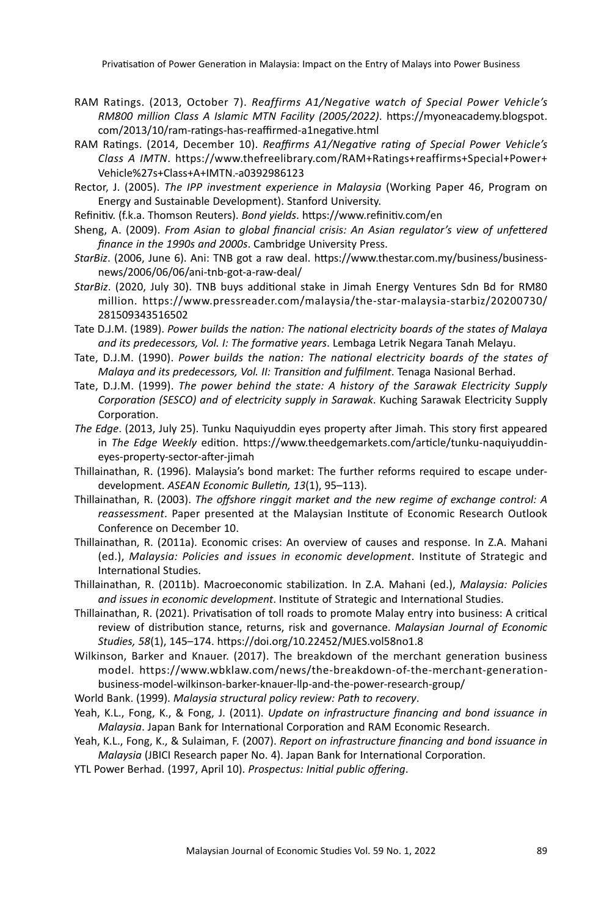RAM Ratings. (2013, October 7). *Reaffirms A1/Negative watch of Special Power Vehicle's RM800 million Class A Islamic MTN Facility (2005/2022)*. https://myoneacademy.blogspot.com/2013/10/ram-ratings-has-reaffirmed-a1negative.html

RAM Ratings. (2014, December 10). *Reaffirms A1/Negative rating of Special Power Vehicle's Class A IMTN*. https://www.thefreelibrary.com/RAM+Ratings+reaffirms+Special+Power+Vehicle%27s+Class+A+IMTN.-a0392986123

Rector, J. (2005). *The IPP investment experience in Malaysia* (Working Paper 46, Program on Energy and Sustainable Development). Stanford University.

Refinitiv. (f.k.a. Thomson Reuters). *Bond yields*. https://www.refinitiv.com/en

Sheng, A. (2009). *From Asian to global financial crisis: An Asian regulator's view of unfettered finance in the 1990s and 2000s*. Cambridge University Press.

*StarBiz*. (2006, June 6). Ani: TNB got a raw deal. https://www.thestar.com.my/business/business-news/2006/06/06/ani-tnb-got-a-raw-deal/

*StarBiz*. (2020, July 30). TNB buys additional stake in Jimah Energy Ventures Sdn Bd for RM80 million. https://www.pressreader.com/malaysia/the-star-malaysia-starbiz/20200730/281509343516502

Tate D.J.M. (1989). *Power builds the nation: The national electricity boards of the states of Malaya and its predecessors, Vol. I: The formative years*. Lembaga Letrik Negara Tanah Melayu.

Tate, D.J.M. (1990). *Power builds the nation: The national electricity boards of the states of Malaya and its predecessors, Vol. II: Transition and fulfilment*. Tenaga Nasional Berhad.

Tate, D.J.M. (1999). *The power behind the state: A history of the Sarawak Electricity Supply Corporation (SESCO) and of electricity supply in Sarawak*. Kuching Sarawak Electricity Supply Corporation.

*The Edge*. (2013, July 25). Tunku Naquiyuddin eyes property after Jimah. This story first appeared in *The Edge Weekly* edition. https://www.theedgemarkets.com/article/tunku-naquiyuddin-eyes-property-sector-after-jimah

Thillainathan, R. (1996). Malaysia's bond market: The further reforms required to escape under-development. *ASEAN Economic Bulletin, 13*(1), 95–113).

Thillainathan, R. (2003). *The offshore ringgit market and the new regime of exchange control: A reassessment*. Paper presented at the Malaysian Institute of Economic Research Outlook Conference on December 10.

Thillainathan, R. (2011a). Economic crises: An overview of causes and response. In Z.A. Mahani (ed.), *Malaysia: Policies and issues in economic development*. Institute of Strategic and International Studies.

Thillainathan, R. (2011b). Macroeconomic stabilization. In Z.A. Mahani (ed.), *Malaysia: Policies and issues in economic development*. Institute of Strategic and International Studies.

Thillainathan, R. (2021). Privatisation of toll roads to promote Malay entry into business: A critical review of distribution stance, returns, risk and governance. *Malaysian Journal of Economic Studies, 58*(1), 145–174. https://doi.org/10.22452/MJES.vol58no1.8

Wilkinson, Barker and Knauer. (2017). The breakdown of the merchant generation business model. https://www.wbklaw.com/news/the-breakdown-of-the-merchant-generation-business-model-wilkinson-barker-knauer-llp-and-the-power-research-group/

World Bank. (1999). *Malaysia structural policy review: Path to recovery*.

Yeah, K.L., Fong, K., & Fong, J. (2011). *Update on infrastructure financing and bond issuance in Malaysia*. Japan Bank for International Corporation and RAM Economic Research.

Yeah, K.L., Fong, K., & Sulaiman, F. (2007). *Report on infrastructure financing and bond issuance in Malaysia* (JBICI Research paper No. 4). Japan Bank for International Corporation.

YTL Power Berhad. (1997, April 10). *Prospectus: Initial public offering*.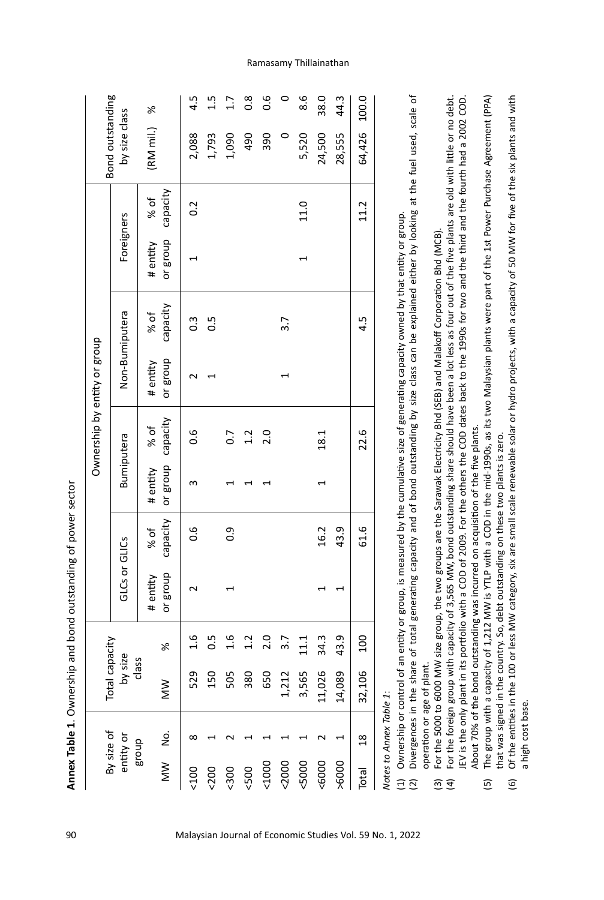**Annex Table 1**. Ownership and bond outstanding of power sector

| By size of entity or group | | Total capacity by size class | | Ownership by entity or group | | | | | | | | Bond outstanding by size class | |
|---|---|---|---|---|---|---|---|---|---|---|---|---|---|
| | | | | GLCs or GLICs | | Bumiputera | | Non-Bumiputera | | Foreigners | | | |
| MW | No. | MW | % | # entity or group | % of capacity | # entity or group | % of capacity | # entity or group | % of capacity | # entity or group | % of capacity | (RM mil.) | % |
| <100 | 8 | 529 | 1.6 | 2 | 0.6 | 3 | 0.6 | 2 | 0.3 | 1 | 0.2 | 2,088 | 4.5 |
| <200 | 1 | 150 | 0.5 | | | | | 1 | 0.5 | | | 1,793 | 1.5 |
| <300 | 2 | 505 | 1.6 | 1 | 0.9 | 1 | 0.7 | | | | | 1,090 | 1.7 |
| <500 | 1 | 380 | 1.2 | | | 1 | 1.2 | | | | | 490 | 0.8 |
| <1000 | 1 | 650 | 2.0 | | | 1 | 2.0 | | | | | 390 | 0.6 |
| <2000 | 1 | 1,212 | 3.7 | | | | | 1 | 3.7 | | | 0 | 0 |
| <5000 | 1 | 3,565 | 11.1 | | | | | | | 1 | 11.0 | 5,520 | 8.6 |
| <6000 | 2 | 11,026 | 34.3 | 1 | 16.2 | 1 | 18.1 | | | | | 24,500 | 38.0 |
| >6000 | 1 | 14,089 | 43.9 | 1 | 43.9 | | | | | | | 28,555 | 44.3 |
| Total | 18 | 32,106 | 100 | | 61.6 | | 22.6 | | 4.5 | | 11.2 | 64,426 | 100.0 |

*Notes to Annex Table 1*:

(1) Ownership or control of an entity or group, is measured by the cumulative size of generating capacity owned by that entity or group.
(2) Divergences in the share of total generating capacity and of bond outstanding by size class can be explained either by looking at the fuel used, scale of operation or age of plant.
(3) For the 5000 to 6000 MW size group, the two groups are the Sarawak Electricity Bhd (SEB) and Malakoff Corporation Bhd (MCB).
(4) For the foreign group with capacity of 3,565 MW, bond outstanding share should have been a lot less as four out of the five plants are old with little or no debt. JEV is the only plant in its portfolio with a COD of 2009. For the others the COD dates back to the 1990s for two and the third and the fourth had a 2002 COD. About 70% of the bond outstanding was incurred on acquisition of the five plants.
(5) The group with a capacity of 1,212 MW is YTLP with a COD in the mid-1990s, as its two Malaysian plants were part of the 1st Power Purchase Agreement (PPA) that was signed in the country. So, debt outstanding on these two plants is zero.
(6) Of the entities in the 100 or less MW category, six are small scale renewable solar or hydro projects, with a capacity of 50 MW for five of the six plants and with a high cost base.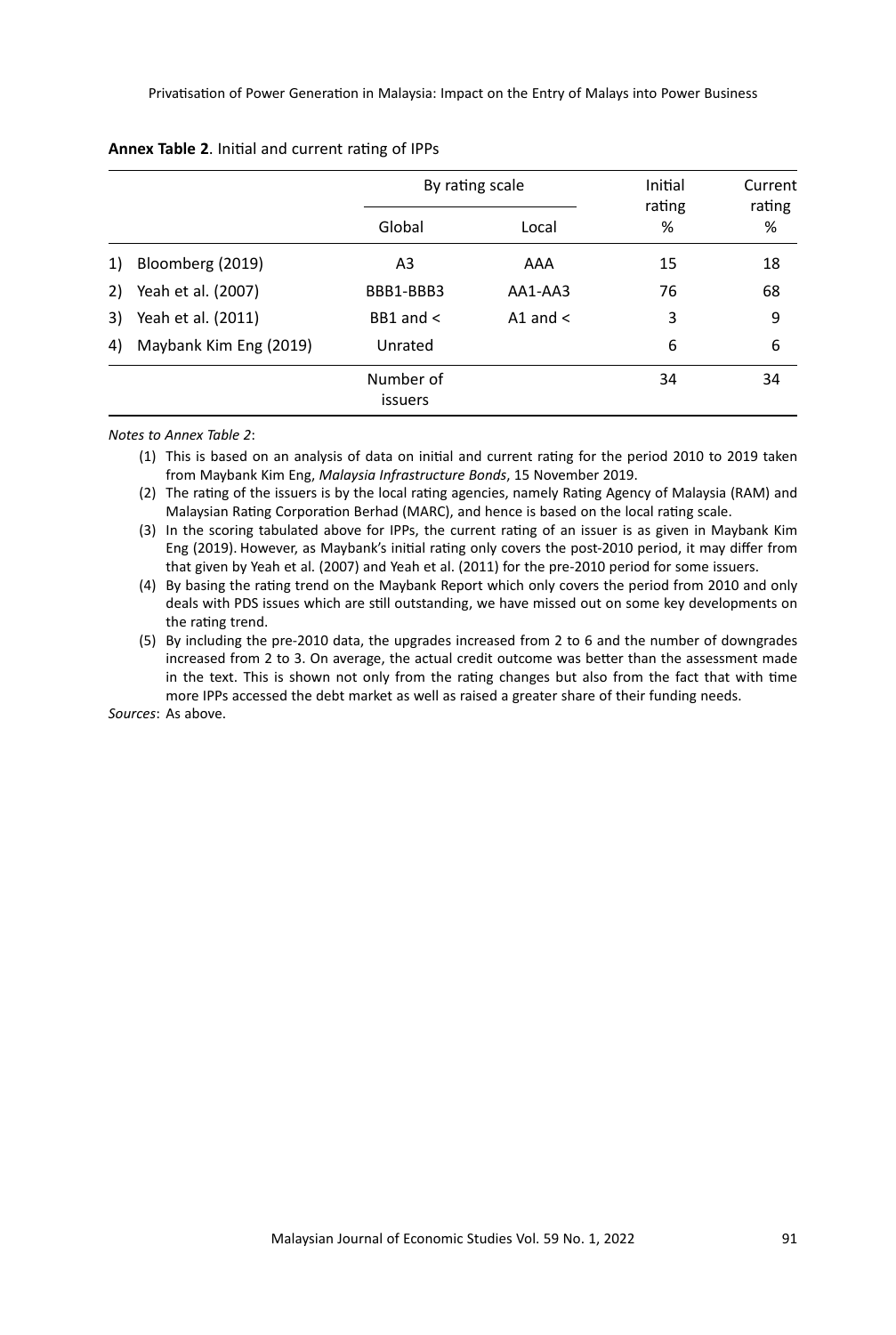**Annex Table 2**. Initial and current rating of IPPs

| | | By rating scale | | Initial rating | Current rating |
|---|---|---|---|---|---|
| | | Global | Local | % | % |
| 1) | Bloomberg (2019) | A3 | AAA | 15 | 18 |
| 2) | Yeah et al. (2007) | BBB1-BBB3 | AA1-AA3 | 76 | 68 |
| 3) | Yeah et al. (2011) | BB1 and < | A1 and < | 3 | 9 |
| 4) | Maybank Kim Eng (2019) | Unrated | | 6 | 6 |
| | | Number of issuers | | 34 | 34 |

*Notes to Annex Table 2*:

(1) This is based on an analysis of data on initial and current rating for the period 2010 to 2019 taken from Maybank Kim Eng, *Malaysia Infrastructure Bonds*, 15 November 2019.

(2) The rating of the issuers is by the local rating agencies, namely Rating Agency of Malaysia (RAM) and Malaysian Rating Corporation Berhad (MARC), and hence is based on the local rating scale.

(3) In the scoring tabulated above for IPPs, the current rating of an issuer is as given in Maybank Kim Eng (2019). However, as Maybank's initial rating only covers the post-2010 period, it may differ from that given by Yeah et al. (2007) and Yeah et al. (2011) for the pre-2010 period for some issuers.

(4) By basing the rating trend on the Maybank Report which only covers the period from 2010 and only deals with PDS issues which are still outstanding, we have missed out on some key developments on the rating trend.

(5) By including the pre-2010 data, the upgrades increased from 2 to 6 and the number of downgrades increased from 2 to 3. On average, the actual credit outcome was better than the assessment made in the text. This is shown not only from the rating changes but also from the fact that with time more IPPs accessed the debt market as well as raised a greater share of their funding needs.

*Sources*: As above.